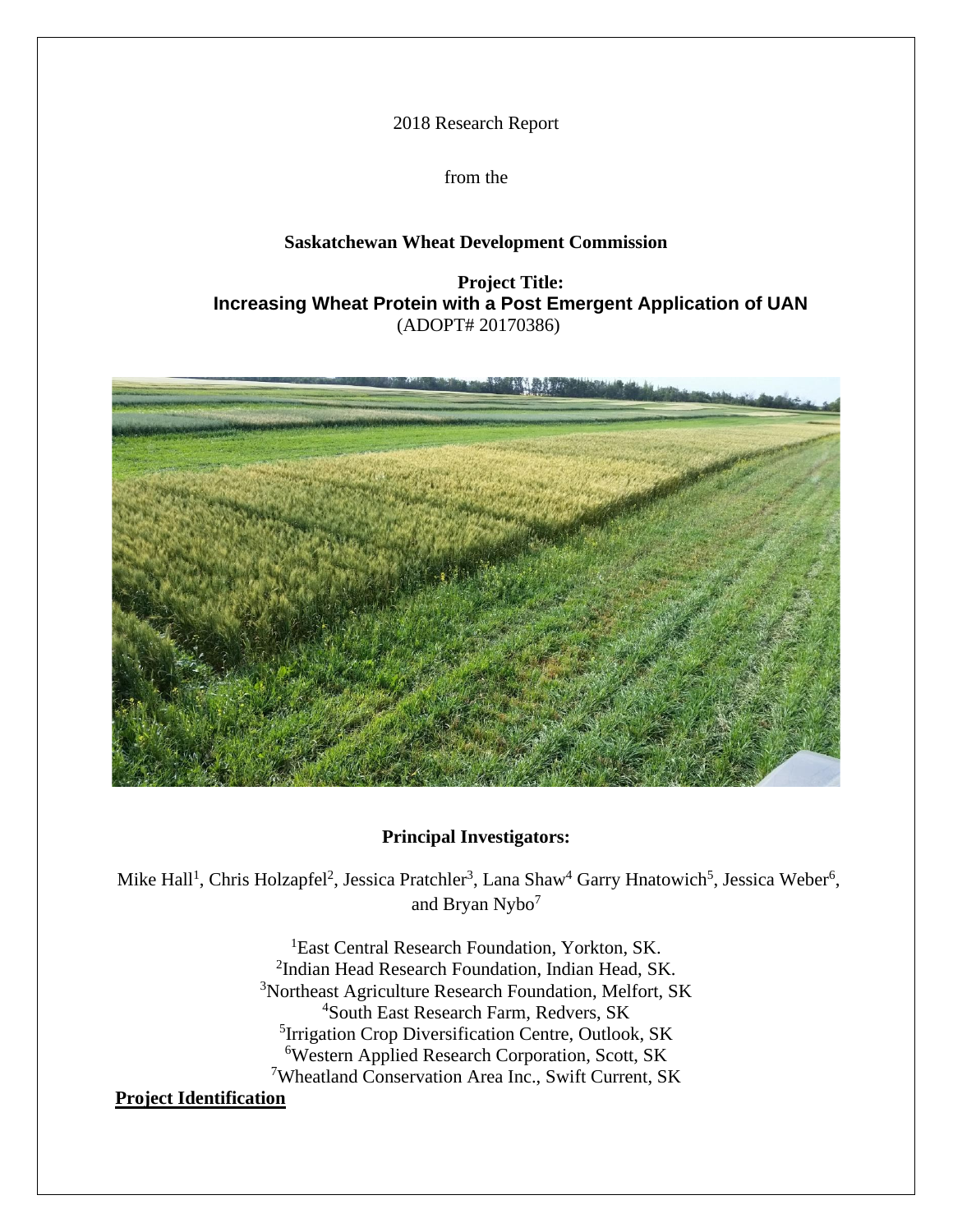2018 Research Report

from the

**Saskatchewan Wheat Development Commission**

**Project Title:**
**Increasing Wheat Protein with a Post Emergent Application of UAN**
(ADOPT# 20170386)

**Principal Investigators:**

Mike Hall[1], Chris Holzapfel[2], Jessica Pratchler[3], Lana Shaw[4] Garry Hnatowich[5], Jessica Weber[6], and Bryan Nybo[7]

[1]East Central Research Foundation, Yorkton, SK.
[2]Indian Head Research Foundation, Indian Head, SK.
[3]Northeast Agriculture Research Foundation, Melfort, SK
[4]South East Research Farm, Redvers, SK
[5]Irrigation Crop Diversification Centre, Outlook, SK
[6]Western Applied Research Corporation, Scott, SK
[7]Wheatland Conservation Area Inc., Swift Current, SK

**Project Identification**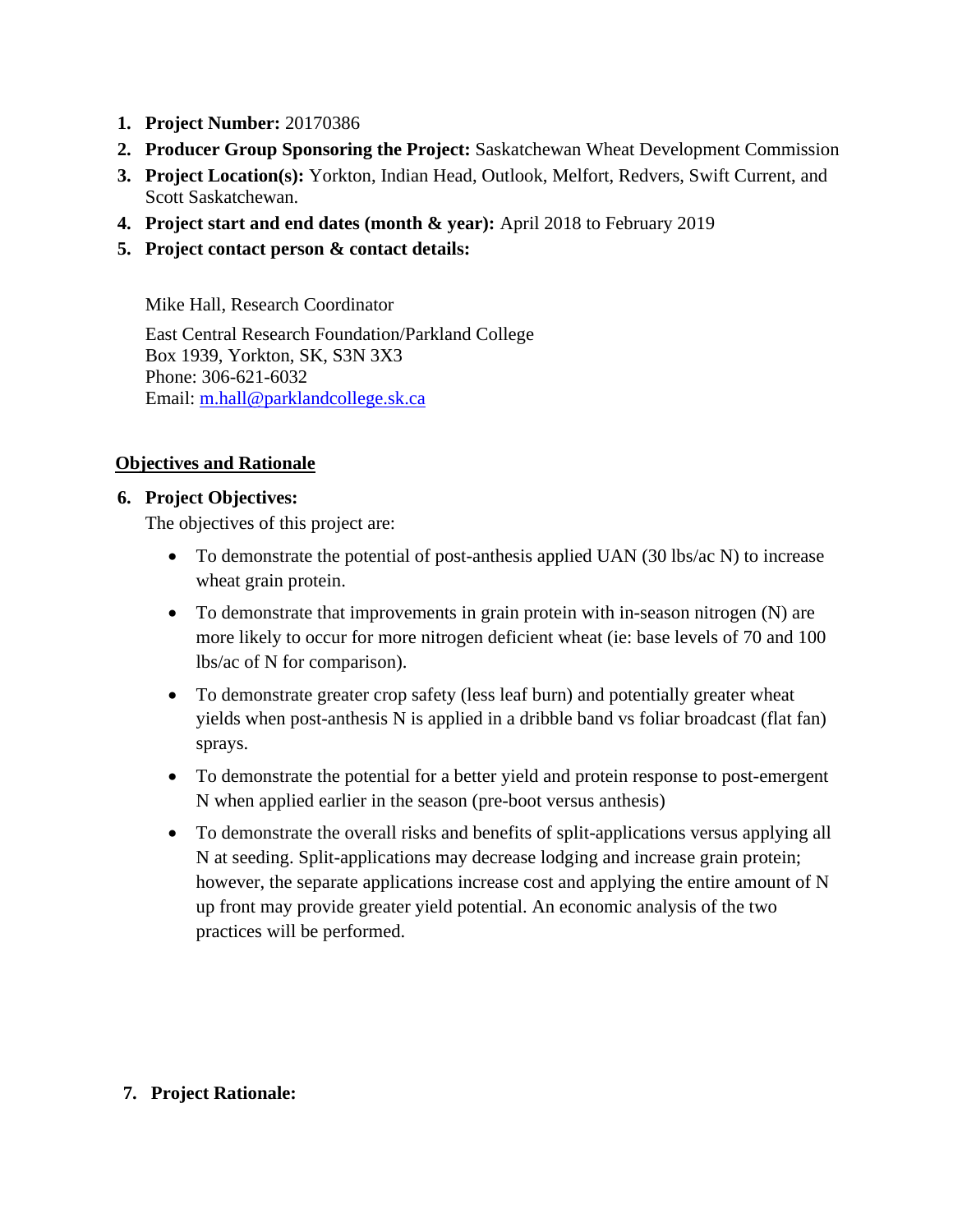1. **Project Number:** 20170386
2. **Producer Group Sponsoring the Project:** Saskatchewan Wheat Development Commission
3. **Project Location(s):** Yorkton, Indian Head, Outlook, Melfort, Redvers, Swift Current, and Scott Saskatchewan.
4. **Project start and end dates (month & year):** April 2018 to February 2019
5. **Project contact person & contact details:**

   Mike Hall, Research Coordinator

   East Central Research Foundation/Parkland College
   Box 1939, Yorkton, SK, S3N 3X3
   Phone: 306-621-6032
   Email: m.hall@parklandcollege.sk.ca

## Objectives and Rationale

6. **Project Objectives:**

   The objectives of this project are:

   - To demonstrate the potential of post-anthesis applied UAN (30 lbs/ac N) to increase wheat grain protein.
   - To demonstrate that improvements in grain protein with in-season nitrogen (N) are more likely to occur for more nitrogen deficient wheat (ie: base levels of 70 and 100 lbs/ac of N for comparison).
   - To demonstrate greater crop safety (less leaf burn) and potentially greater wheat yields when post-anthesis N is applied in a dribble band vs foliar broadcast (flat fan) sprays.
   - To demonstrate the potential for a better yield and protein response to post-emergent N when applied earlier in the season (pre-boot versus anthesis)
   - To demonstrate the overall risks and benefits of split-applications versus applying all N at seeding. Split-applications may decrease lodging and increase grain protein; however, the separate applications increase cost and applying the entire amount of N up front may provide greater yield potential. An economic analysis of the two practices will be performed.

7. **Project Rationale:**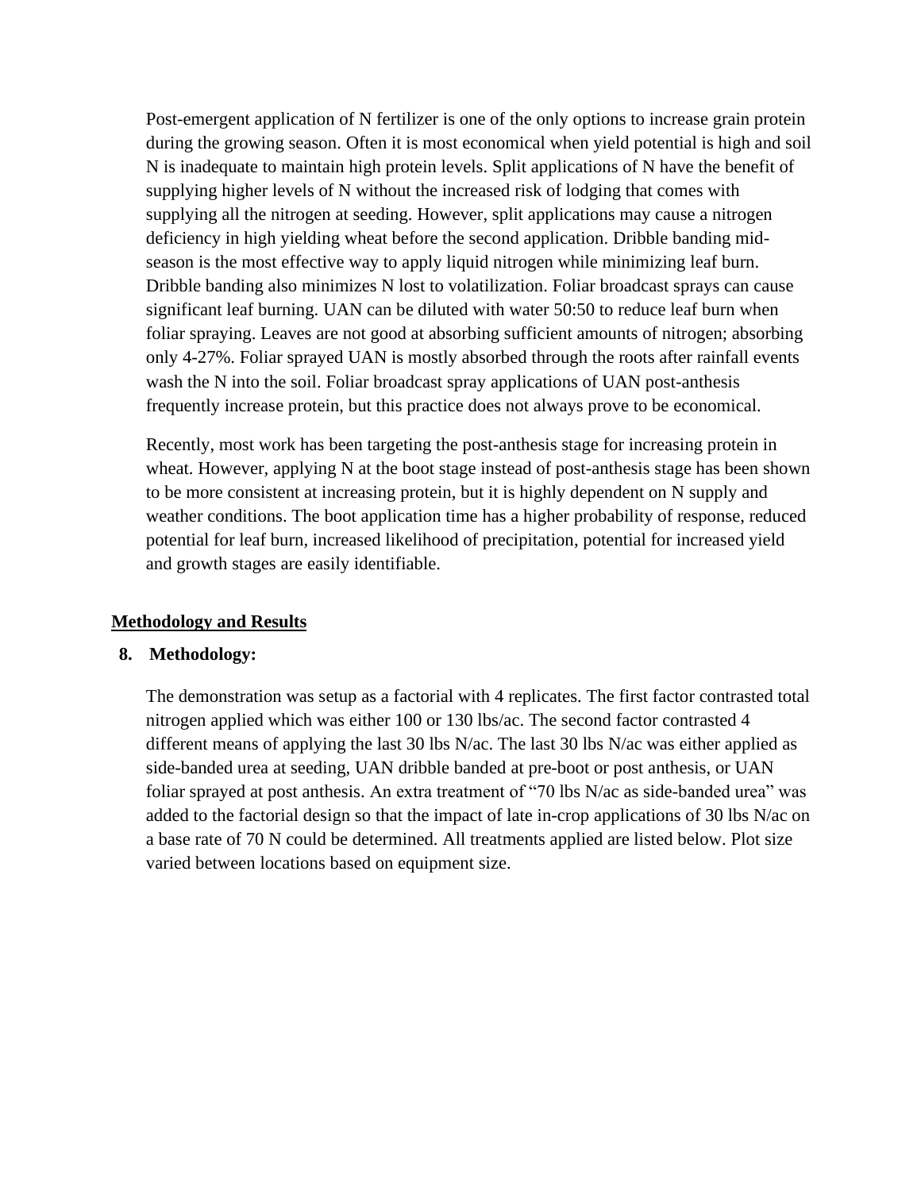Post-emergent application of N fertilizer is one of the only options to increase grain protein during the growing season. Often it is most economical when yield potential is high and soil N is inadequate to maintain high protein levels. Split applications of N have the benefit of supplying higher levels of N without the increased risk of lodging that comes with supplying all the nitrogen at seeding. However, split applications may cause a nitrogen deficiency in high yielding wheat before the second application. Dribble banding mid-season is the most effective way to apply liquid nitrogen while minimizing leaf burn. Dribble banding also minimizes N lost to volatilization. Foliar broadcast sprays can cause significant leaf burning. UAN can be diluted with water 50:50 to reduce leaf burn when foliar spraying. Leaves are not good at absorbing sufficient amounts of nitrogen; absorbing only 4-27%. Foliar sprayed UAN is mostly absorbed through the roots after rainfall events wash the N into the soil. Foliar broadcast spray applications of UAN post-anthesis frequently increase protein, but this practice does not always prove to be economical.

Recently, most work has been targeting the post-anthesis stage for increasing protein in wheat. However, applying N at the boot stage instead of post-anthesis stage has been shown to be more consistent at increasing protein, but it is highly dependent on N supply and weather conditions. The boot application time has a higher probability of response, reduced potential for leaf burn, increased likelihood of precipitation, potential for increased yield and growth stages are easily identifiable.

## <u>Methodology and Results</u>

**8. Methodology:**

The demonstration was setup as a factorial with 4 replicates. The first factor contrasted total nitrogen applied which was either 100 or 130 lbs/ac. The second factor contrasted 4 different means of applying the last 30 lbs N/ac. The last 30 lbs N/ac was either applied as side-banded urea at seeding, UAN dribble banded at pre-boot or post anthesis, or UAN foliar sprayed at post anthesis. An extra treatment of "70 lbs N/ac as side-banded urea" was added to the factorial design so that the impact of late in-crop applications of 30 lbs N/ac on a base rate of 70 N could be determined. All treatments applied are listed below. Plot size varied between locations based on equipment size.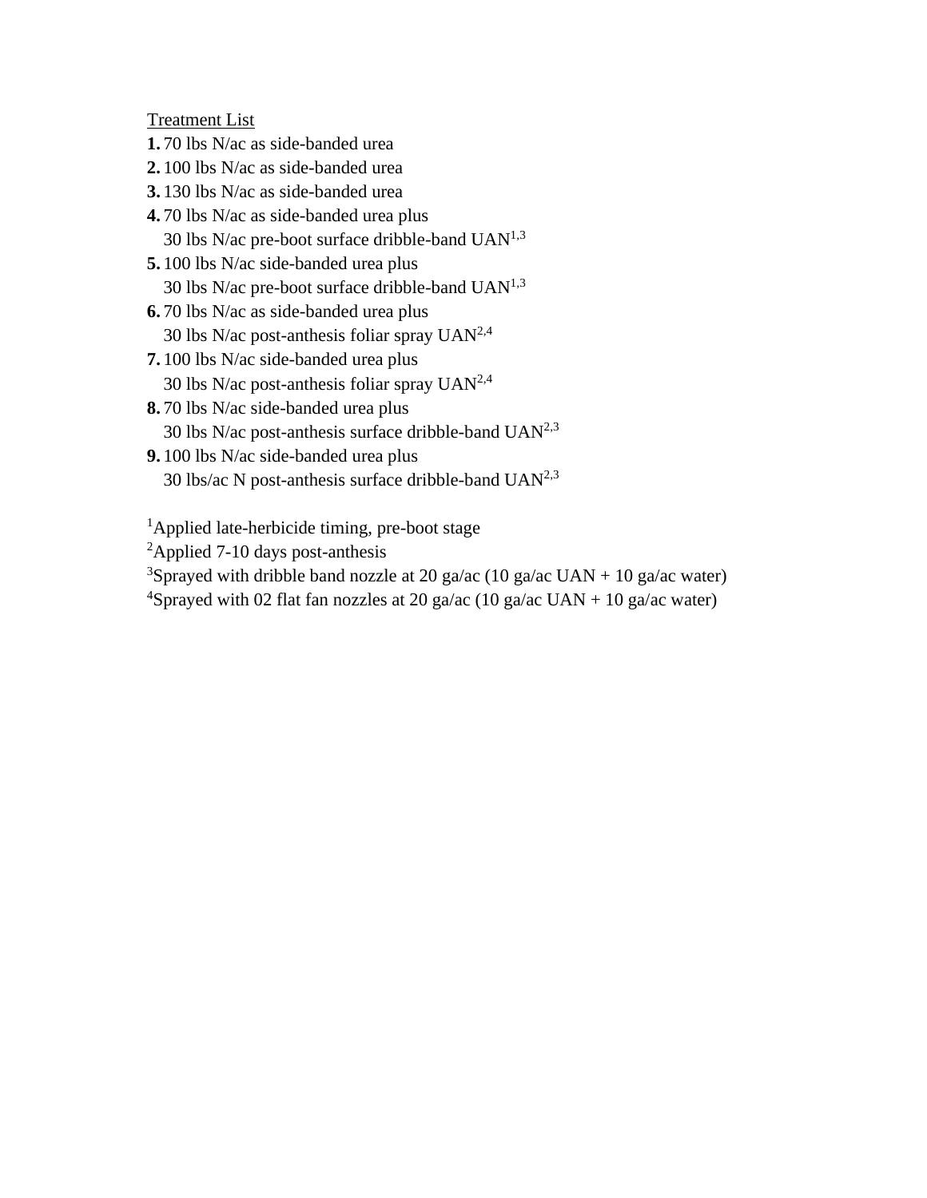Treatment List

**1.** 70 lbs N/ac as side-banded urea
**2.** 100 lbs N/ac as side-banded urea
**3.** 130 lbs N/ac as side-banded urea
**4.** 70 lbs N/ac as side-banded urea plus
30 lbs N/ac pre-boot surface dribble-band UAN[1,3]
**5.** 100 lbs N/ac side-banded urea plus
30 lbs N/ac pre-boot surface dribble-band UAN[1,3]
**6.** 70 lbs N/ac as side-banded urea plus
30 lbs N/ac post-anthesis foliar spray UAN[2,4]
**7.** 100 lbs N/ac side-banded urea plus
30 lbs N/ac post-anthesis foliar spray UAN[2,4]
**8.** 70 lbs N/ac side-banded urea plus
30 lbs N/ac post-anthesis surface dribble-band UAN[2,3]
**9.** 100 lbs N/ac side-banded urea plus
30 lbs/ac N post-anthesis surface dribble-band UAN[2,3]

[1]Applied late-herbicide timing, pre-boot stage
[2]Applied 7-10 days post-anthesis
[3]Sprayed with dribble band nozzle at 20 ga/ac (10 ga/ac UAN + 10 ga/ac water)
[4]Sprayed with 02 flat fan nozzles at 20 ga/ac (10 ga/ac UAN + 10 ga/ac water)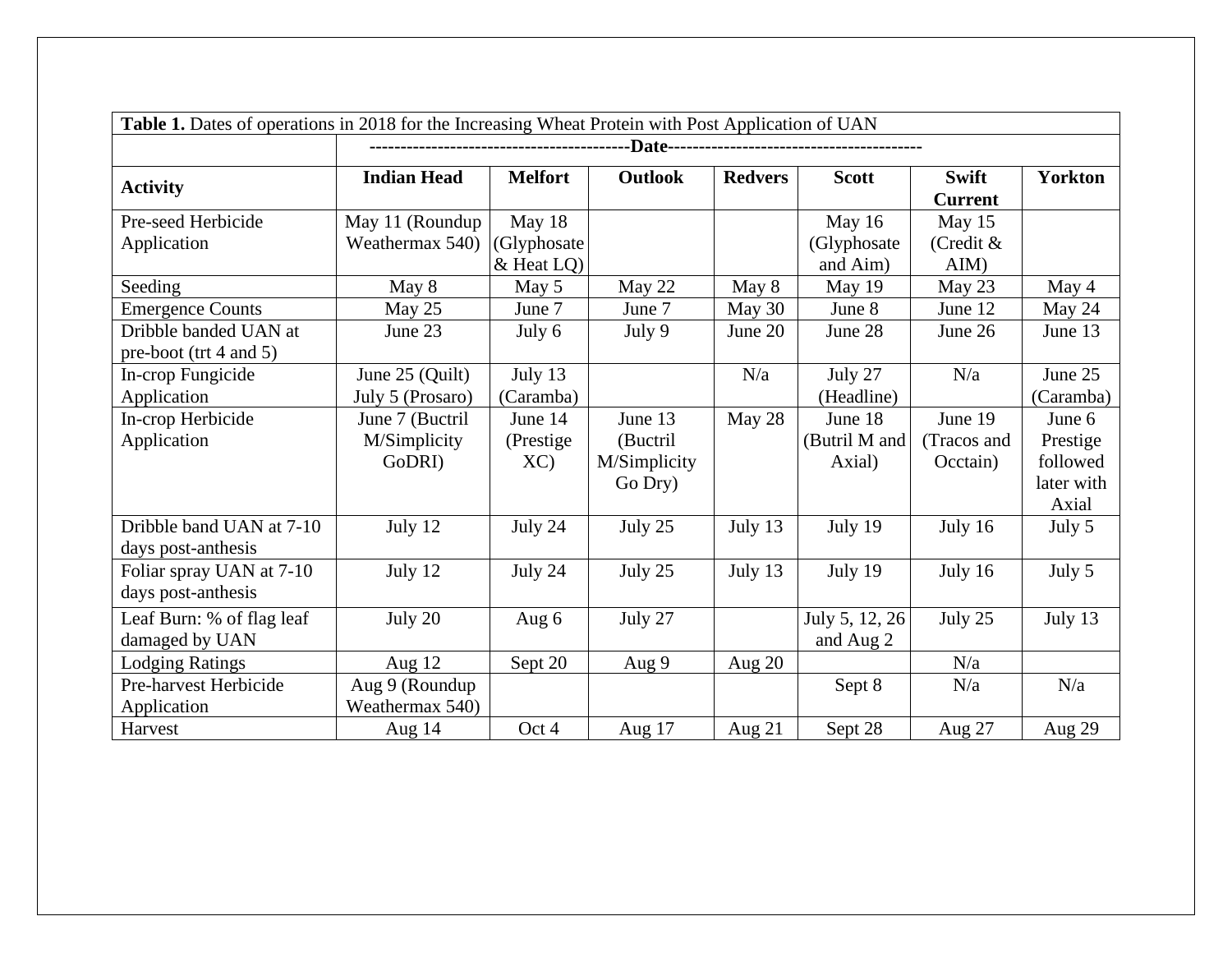**Table 1.** Dates of operations in 2018 for the Increasing Wheat Protein with Post Application of UAN

| | ----------------------------------------Date---------------------------------------- | | | | | | |
|---|---|---|---|---|---|---|---|
| **Activity** | **Indian Head** | **Melfort** | **Outlook** | **Redvers** | **Scott** | **Swift Current** | **Yorkton** |
| Pre-seed Herbicide Application | May 11 (Roundup Weathermax 540) | May 18 (Glyphosate & Heat LQ) | | | May 16 (Glyphosate and Aim) | May 15 (Credit & AIM) | |
| Seeding | May 8 | May 5 | May 22 | May 8 | May 19 | May 23 | May 4 |
| Emergence Counts | May 25 | June 7 | June 7 | May 30 | June 8 | June 12 | May 24 |
| Dribble banded UAN at pre-boot (trt 4 and 5) | June 23 | July 6 | July 9 | June 20 | June 28 | June 26 | June 13 |
| In-crop Fungicide Application | June 25 (Quilt) July 5 (Prosaro) | July 13 (Caramba) | | N/a | July 27 (Headline) | N/a | June 25 (Caramba) |
| In-crop Herbicide Application | June 7 (Buctril M/Simplicity GoDRI) | June 14 (Prestige XC) | June 13 (Buctril M/Simplicity Go Dry) | May 28 | June 18 (Butril M and Axial) | June 19 (Tracos and Occtain) | June 6 Prestige followed later with Axial |
| Dribble band UAN at 7-10 days post-anthesis | July 12 | July 24 | July 25 | July 13 | July 19 | July 16 | July 5 |
| Foliar spray UAN at 7-10 days post-anthesis | July 12 | July 24 | July 25 | July 13 | July 19 | July 16 | July 5 |
| Leaf Burn: % of flag leaf damaged by UAN | July 20 | Aug 6 | July 27 | | July 5, 12, 26 and Aug 2 | July 25 | July 13 |
| Lodging Ratings | Aug 12 | Sept 20 | Aug 9 | Aug 20 | | N/a | |
| Pre-harvest Herbicide Application | Aug 9 (Roundup Weathermax 540) | | | | Sept 8 | N/a | N/a |
| Harvest | Aug 14 | Oct 4 | Aug 17 | Aug 21 | Sept 28 | Aug 27 | Aug 29 |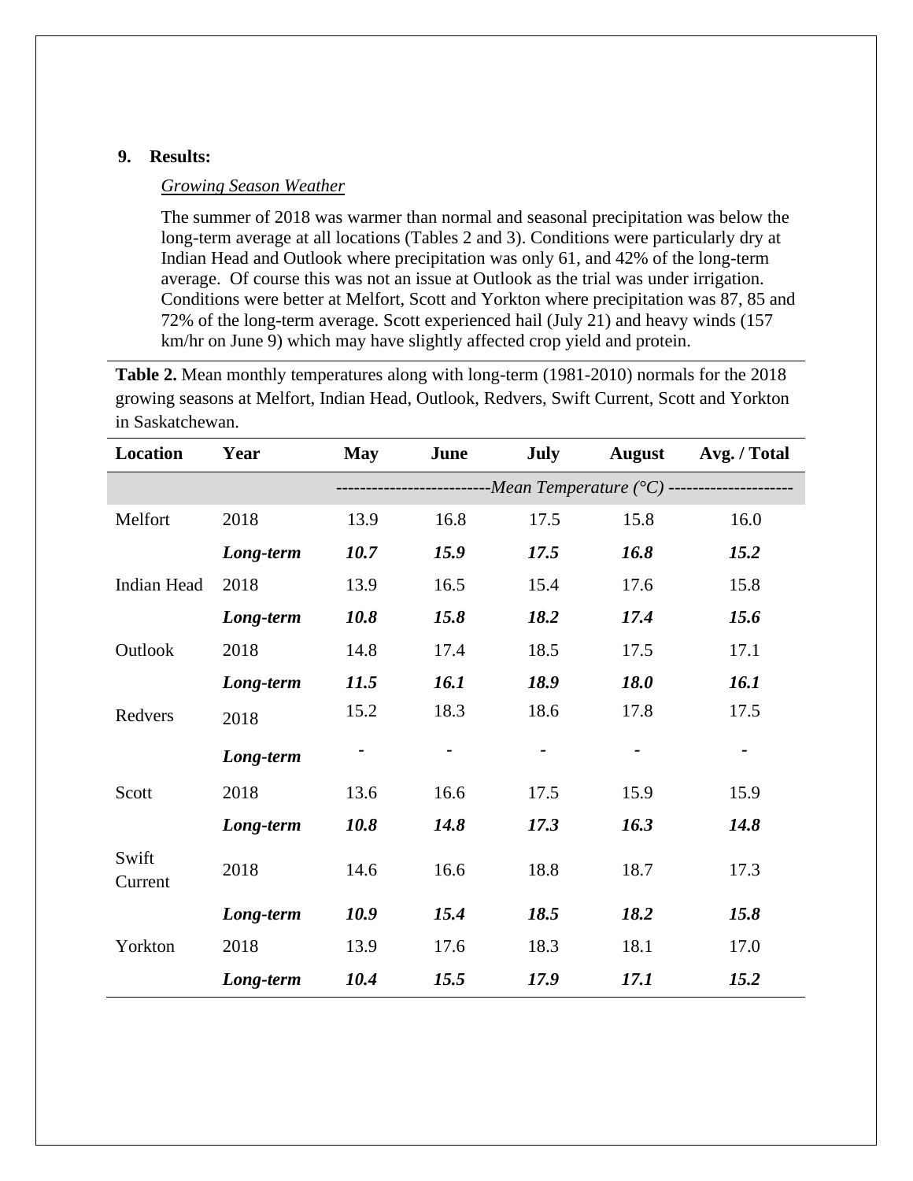## 9. Results:

*Growing Season Weather*

The summer of 2018 was warmer than normal and seasonal precipitation was below the long-term average at all locations (Tables 2 and 3). Conditions were particularly dry at Indian Head and Outlook where precipitation was only 61, and 42% of the long-term average. Of course this was not an issue at Outlook as the trial was under irrigation. Conditions were better at Melfort, Scott and Yorkton where precipitation was 87, 85 and 72% of the long-term average. Scott experienced hail (July 21) and heavy winds (157 km/hr on June 9) which may have slightly affected crop yield and protein.

**Table 2.** Mean monthly temperatures along with long-term (1981-2010) normals for the 2018 growing seasons at Melfort, Indian Head, Outlook, Redvers, Swift Current, Scott and Yorkton in Saskatchewan.

| Location | Year | May | June | July | August | Avg. / Total |
|---|---|---|---|---|---|---|
| | | *Mean Temperature (°C)* | | | | |
| Melfort | 2018 | 13.9 | 16.8 | 17.5 | 15.8 | 16.0 |
| | ***Long-term*** | ***10.7*** | ***15.9*** | ***17.5*** | ***16.8*** | ***15.2*** |
| Indian Head | 2018 | 13.9 | 16.5 | 15.4 | 17.6 | 15.8 |
| | ***Long-term*** | ***10.8*** | ***15.8*** | ***18.2*** | ***17.4*** | ***15.6*** |
| Outlook | 2018 | 14.8 | 17.4 | 18.5 | 17.5 | 17.1 |
| | ***Long-term*** | ***11.5*** | ***16.1*** | ***18.9*** | ***18.0*** | ***16.1*** |
| Redvers | 2018 | 15.2 | 18.3 | 18.6 | 17.8 | 17.5 |
| | ***Long-term*** | - | - | - | - | - |
| Scott | 2018 | 13.6 | 16.6 | 17.5 | 15.9 | 15.9 |
| | ***Long-term*** | ***10.8*** | ***14.8*** | ***17.3*** | ***16.3*** | ***14.8*** |
| Swift Current | 2018 | 14.6 | 16.6 | 18.8 | 18.7 | 17.3 |
| | ***Long-term*** | ***10.9*** | ***15.4*** | ***18.5*** | ***18.2*** | ***15.8*** |
| Yorkton | 2018 | 13.9 | 17.6 | 18.3 | 18.1 | 17.0 |
| | ***Long-term*** | ***10.4*** | ***15.5*** | ***17.9*** | ***17.1*** | ***15.2*** |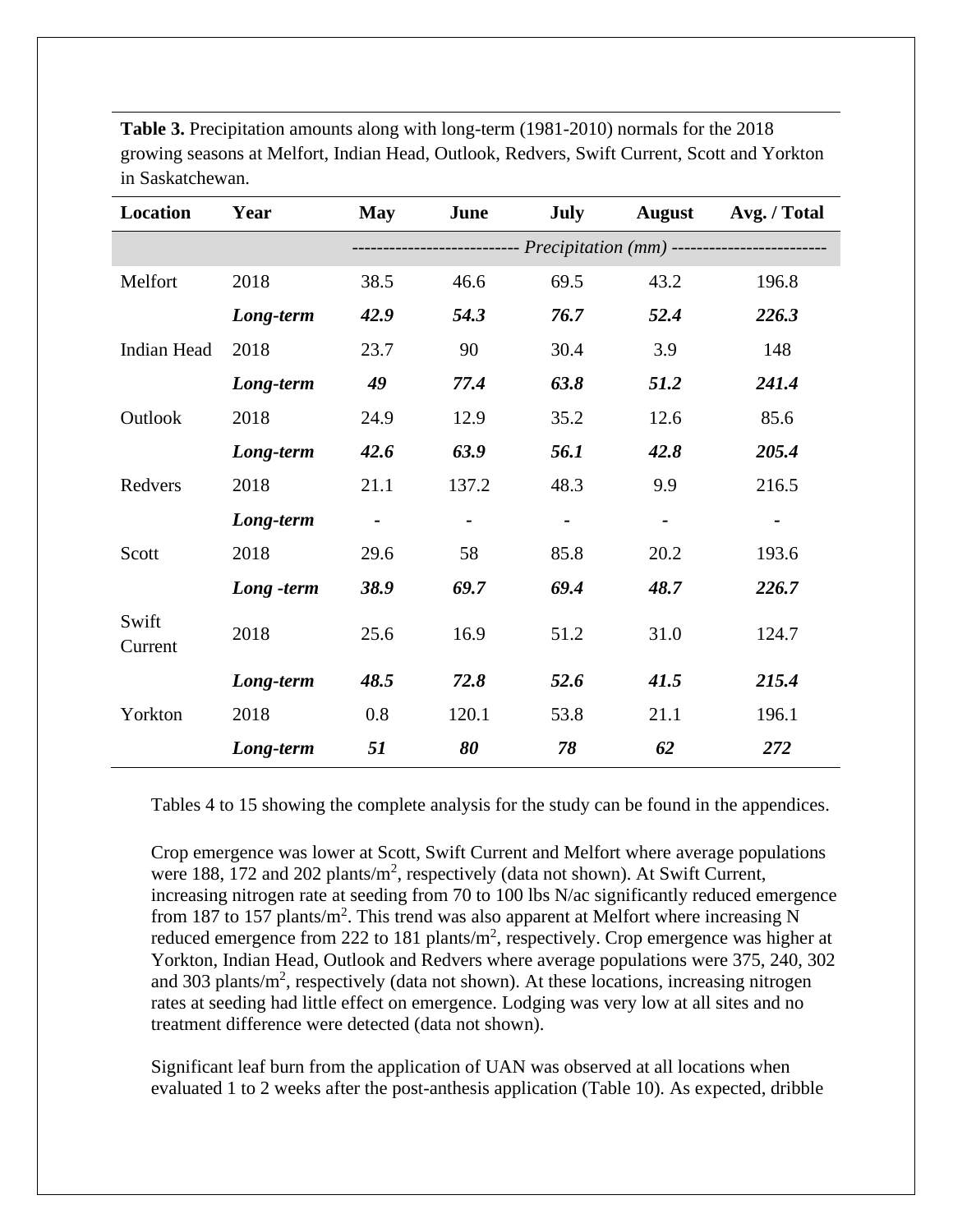**Table 3.** Precipitation amounts along with long-term (1981-2010) normals for the 2018 growing seasons at Melfort, Indian Head, Outlook, Redvers, Swift Current, Scott and Yorkton in Saskatchewan.

| Location | Year | May | June | July | August | Avg. / Total |
|---|---|---|---|---|---|---|
| | | *Precipitation (mm)* | | | | |
| Melfort | 2018 | 38.5 | 46.6 | 69.5 | 43.2 | 196.8 |
| | ***Long-term*** | ***42.9*** | ***54.3*** | ***76.7*** | ***52.4*** | ***226.3*** |
| Indian Head | 2018 | 23.7 | 90 | 30.4 | 3.9 | 148 |
| | ***Long-term*** | ***49*** | ***77.4*** | ***63.8*** | ***51.2*** | ***241.4*** |
| Outlook | 2018 | 24.9 | 12.9 | 35.2 | 12.6 | 85.6 |
| | ***Long-term*** | ***42.6*** | ***63.9*** | ***56.1*** | ***42.8*** | ***205.4*** |
| Redvers | 2018 | 21.1 | 137.2 | 48.3 | 9.9 | 216.5 |
| | ***Long-term*** | - | - | - | - | - |
| Scott | 2018 | 29.6 | 58 | 85.8 | 20.2 | 193.6 |
| | ***Long -term*** | ***38.9*** | ***69.7*** | ***69.4*** | ***48.7*** | ***226.7*** |
| Swift Current | 2018 | 25.6 | 16.9 | 51.2 | 31.0 | 124.7 |
| | ***Long-term*** | ***48.5*** | ***72.8*** | ***52.6*** | ***41.5*** | ***215.4*** |
| Yorkton | 2018 | 0.8 | 120.1 | 53.8 | 21.1 | 196.1 |
| | ***Long-term*** | ***51*** | ***80*** | ***78*** | ***62*** | ***272*** |

Tables 4 to 15 showing the complete analysis for the study can be found in the appendices.

Crop emergence was lower at Scott, Swift Current and Melfort where average populations were 188, 172 and 202 plants/$m^2$, respectively (data not shown). At Swift Current, increasing nitrogen rate at seeding from 70 to 100 lbs N/ac significantly reduced emergence from 187 to 157 plants/$m^2$. This trend was also apparent at Melfort where increasing N reduced emergence from 222 to 181 plants/$m^2$, respectively. Crop emergence was higher at Yorkton, Indian Head, Outlook and Redvers where average populations were 375, 240, 302 and 303 plants/$m^2$, respectively (data not shown). At these locations, increasing nitrogen rates at seeding had little effect on emergence. Lodging was very low at all sites and no treatment difference were detected (data not shown).

Significant leaf burn from the application of UAN was observed at all locations when evaluated 1 to 2 weeks after the post-anthesis application (Table 10). As expected, dribble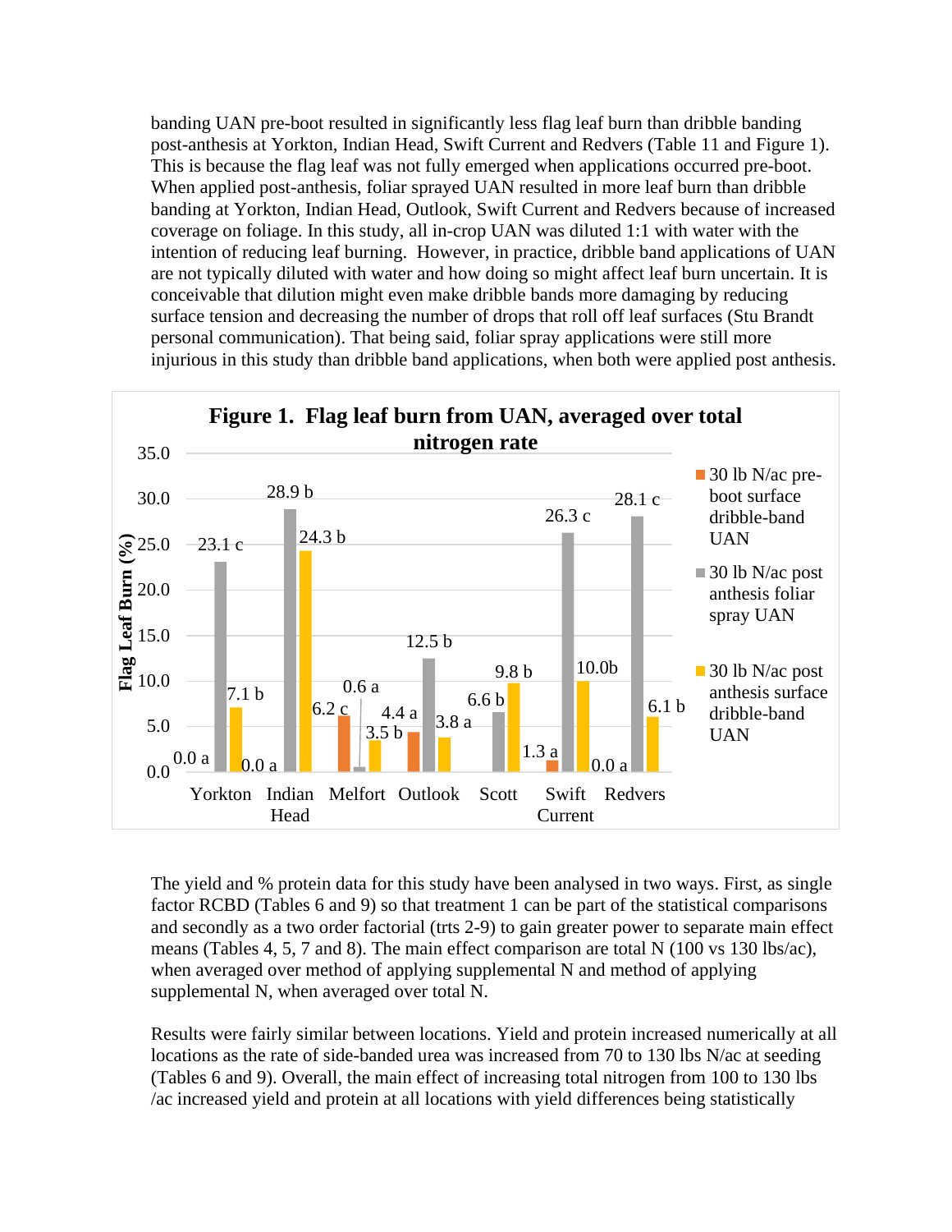banding UAN pre-boot resulted in significantly less flag leaf burn than dribble banding post-anthesis at Yorkton, Indian Head, Swift Current and Redvers (Table 11 and Figure 1). This is because the flag leaf was not fully emerged when applications occurred pre-boot. When applied post-anthesis, foliar sprayed UAN resulted in more leaf burn than dribble banding at Yorkton, Indian Head, Outlook, Swift Current and Redvers because of increased coverage on foliage. In this study, all in-crop UAN was diluted 1:1 with water with the intention of reducing leaf burning. However, in practice, dribble band applications of UAN are not typically diluted with water and how doing so might affect leaf burn uncertain. It is conceivable that dilution might even make dribble bands more damaging by reducing surface tension and decreasing the number of drops that roll off leaf surfaces (Stu Brandt personal communication). That being said, foliar spray applications were still more injurious in this study than dribble band applications, when both were applied post anthesis.

**Figure 1. Flag leaf burn from UAN, averaged over total nitrogen rate**

Flag Leaf Burn (%)

| Location | 30 lb N/ac pre-boot surface dribble-band UAN | 30 lb N/ac post anthesis foliar spray UAN | 30 lb N/ac post anthesis surface dribble-band UAN |
|---|---|---|---|
| Yorkton | 0.0 a | 23.1 c | 7.1 b |
| Indian Head | 0.0 a | 28.9 b | 24.3 b |
| Melfort | 6.2 c | 0.6 a | 3.5 b |
| Outlook | 4.4 a | 12.5 b | 3.8 a |
| Scott | | 6.6 b | 9.8 b |
| Swift Current | 1.3 a | 26.3 c | 10.0b |
| Redvers | 0.0 a | 28.1 c | 6.1 b |

The yield and % protein data for this study have been analysed in two ways. First, as single factor RCBD (Tables 6 and 9) so that treatment 1 can be part of the statistical comparisons and secondly as a two order factorial (trts 2-9) to gain greater power to separate main effect means (Tables 4, 5, 7 and 8). The main effect comparison are total N (100 vs 130 lbs/ac), when averaged over method of applying supplemental N and method of applying supplemental N, when averaged over total N.

Results were fairly similar between locations. Yield and protein increased numerically at all locations as the rate of side-banded urea was increased from 70 to 130 lbs N/ac at seeding (Tables 6 and 9). Overall, the main effect of increasing total nitrogen from 100 to 130 lbs /ac increased yield and protein at all locations with yield differences being statistically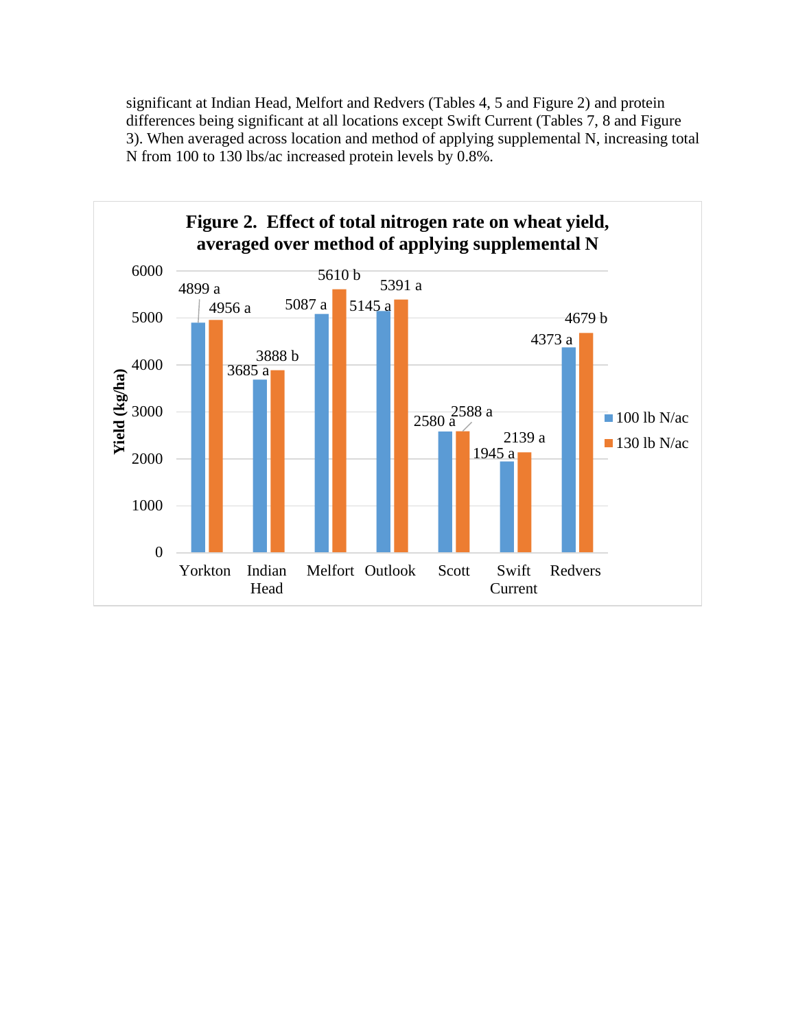significant at Indian Head, Melfort and Redvers (Tables 4, 5 and Figure 2) and protein differences being significant at all locations except Swift Current (Tables 7, 8 and Figure 3). When averaged across location and method of applying supplemental N, increasing total N from 100 to 130 lbs/ac increased protein levels by 0.8%.

**Figure 2. Effect of total nitrogen rate on wheat yield, averaged over method of applying supplemental N**

| Location | 100 lb N/ac | 130 lb N/ac |
|---|---|---|
| Yorkton | 4899 a | 4956 a |
| Indian Head | 3685 a | 3888 b |
| Melfort | 5087 a | 5610 b |
| Outlook | 5145 a | 5391 a |
| Scott | 2580 a | 2588 a |
| Swift Current | 1945 a | 2139 a |
| Redvers | 4373 a | 4679 b |

Yield (kg/ha)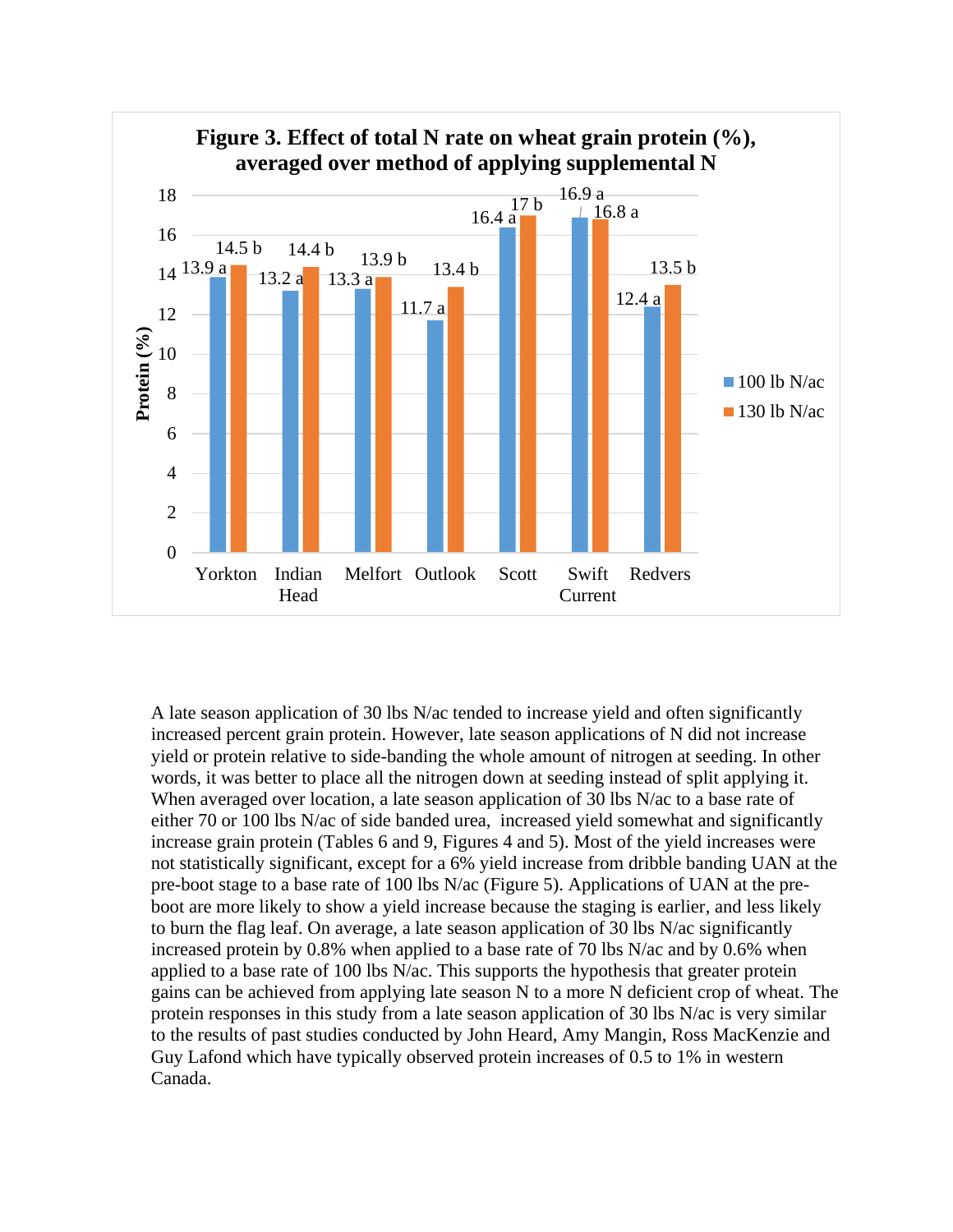**Figure 3. Effect of total N rate on wheat grain protein (%), averaged over method of applying supplemental N**

| Location | 100 lb N/ac | 130 lb N/ac |
|---|---|---|
| Yorkton | 13.9 a | 14.5 b |
| Indian Head | 13.2 a | 14.4 b |
| Melfort | 13.3 a | 13.9 b |
| Outlook | 11.7 a | 13.4 b |
| Scott | 16.4 a | 17 b |
| Swift Current | 16.9 a | 16.8 a |
| Redvers | 12.4 a | 13.5 b |

A late season application of 30 lbs N/ac tended to increase yield and often significantly increased percent grain protein. However, late season applications of N did not increase yield or protein relative to side-banding the whole amount of nitrogen at seeding. In other words, it was better to place all the nitrogen down at seeding instead of split applying it. When averaged over location, a late season application of 30 lbs N/ac to a base rate of either 70 or 100 lbs N/ac of side banded urea, increased yield somewhat and significantly increase grain protein (Tables 6 and 9, Figures 4 and 5). Most of the yield increases were not statistically significant, except for a 6% yield increase from dribble banding UAN at the pre-boot stage to a base rate of 100 lbs N/ac (Figure 5). Applications of UAN at the pre-boot are more likely to show a yield increase because the staging is earlier, and less likely to burn the flag leaf. On average, a late season application of 30 lbs N/ac significantly increased protein by 0.8% when applied to a base rate of 70 lbs N/ac and by 0.6% when applied to a base rate of 100 lbs N/ac. This supports the hypothesis that greater protein gains can be achieved from applying late season N to a more N deficient crop of wheat. The protein responses in this study from a late season application of 30 lbs N/ac is very similar to the results of past studies conducted by John Heard, Amy Mangin, Ross MacKenzie and Guy Lafond which have typically observed protein increases of 0.5 to 1% in western Canada.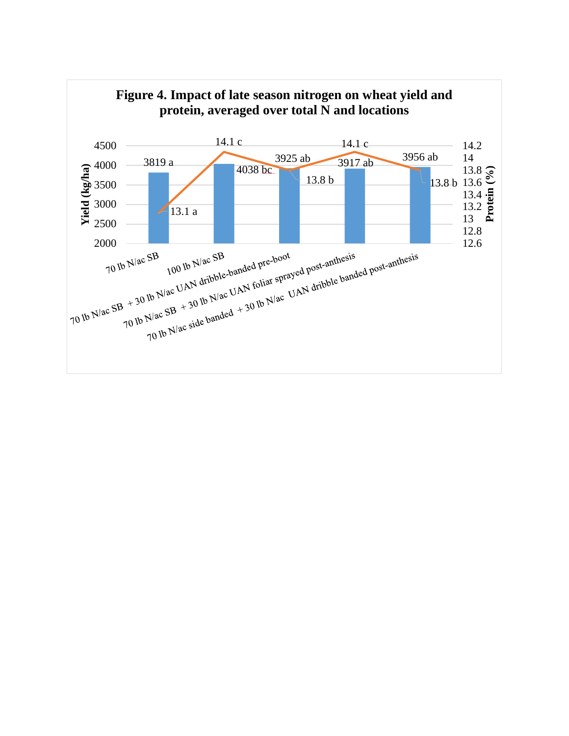**Figure 4. Impact of late season nitrogen on wheat yield and protein, averaged over total N and locations**

| Treatment | Yield (kg/ha) | Protein (%) |
| --- | --- | --- |
| 70 lb N/ac SB | 3819 a | 13.1 a |
| 100 lb N/ac SB | 4038 bc | 14.1 c |
| 70 lb N/ac SB + 30 lb N/ac UAN dribble-banded pre-boot | 3925 ab | 13.8 b |
| 70 lb N/ac SB + 30 lb N/ac UAN foliar sprayed post-anthesis | 3917 ab | 14.1 c |
| 70 lb N/ac side banded + 30 lb N/ac UAN dribble banded post-anthesis | 3956 ab | 13.8 b |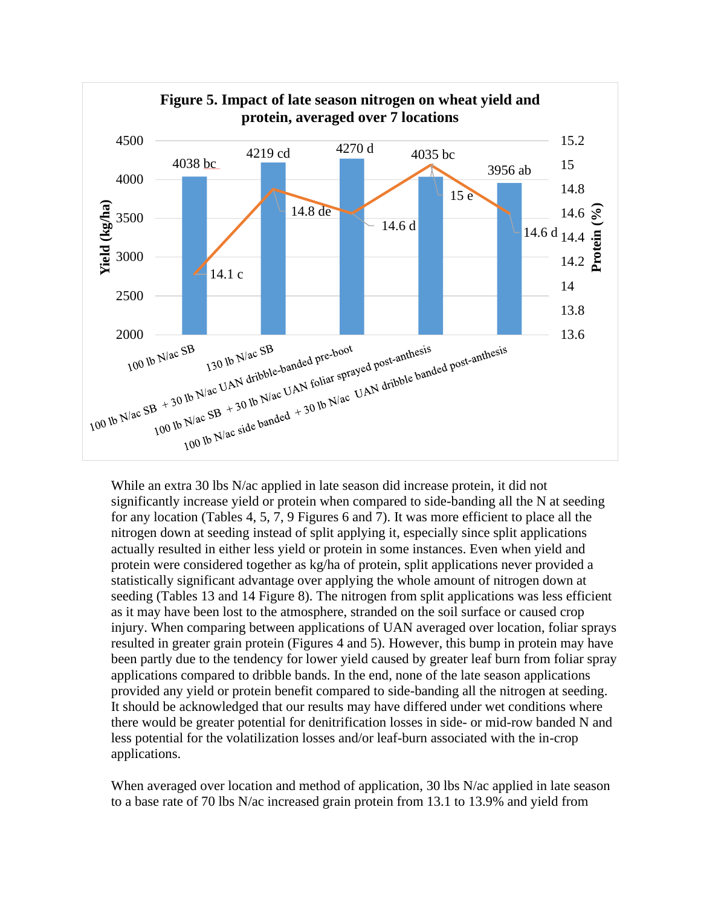**Figure 5. Impact of late season nitrogen on wheat yield and protein, averaged over 7 locations**

| Treatment | Yield (kg/ha) | Protein (%) |
|---|---|---|
| 100 lb N/ac SB | 4038 bc | 14.1 c |
| 130 lb N/ac SB | 4219 cd | 14.8 de |
| 100 lb N/ac SB + 30 lb N/ac UAN dribble-banded pre-boot | 4270 d | 14.6 d |
| 100 lb N/ac SB + 30 lb N/ac UAN foliar sprayed post-anthesis | 4035 bc | 15 e |
| 100 lb N/ac side banded + 30 lb N/ac UAN dribble banded post-anthesis | 3956 ab | 14.6 d |

While an extra 30 lbs N/ac applied in late season did increase protein, it did not significantly increase yield or protein when compared to side-banding all the N at seeding for any location (Tables 4, 5, 7, 9 Figures 6 and 7). It was more efficient to place all the nitrogen down at seeding instead of split applying it, especially since split applications actually resulted in either less yield or protein in some instances. Even when yield and protein were considered together as kg/ha of protein, split applications never provided a statistically significant advantage over applying the whole amount of nitrogen down at seeding (Tables 13 and 14 Figure 8). The nitrogen from split applications was less efficient as it may have been lost to the atmosphere, stranded on the soil surface or caused crop injury. When comparing between applications of UAN averaged over location, foliar sprays resulted in greater grain protein (Figures 4 and 5). However, this bump in protein may have been partly due to the tendency for lower yield caused by greater leaf burn from foliar spray applications compared to dribble bands. In the end, none of the late season applications provided any yield or protein benefit compared to side-banding all the nitrogen at seeding. It should be acknowledged that our results may have differed under wet conditions where there would be greater potential for denitrification losses in side- or mid-row banded N and less potential for the volatilization losses and/or leaf-burn associated with the in-crop applications.

When averaged over location and method of application, 30 lbs N/ac applied in late season to a base rate of 70 lbs N/ac increased grain protein from 13.1 to 13.9% and yield from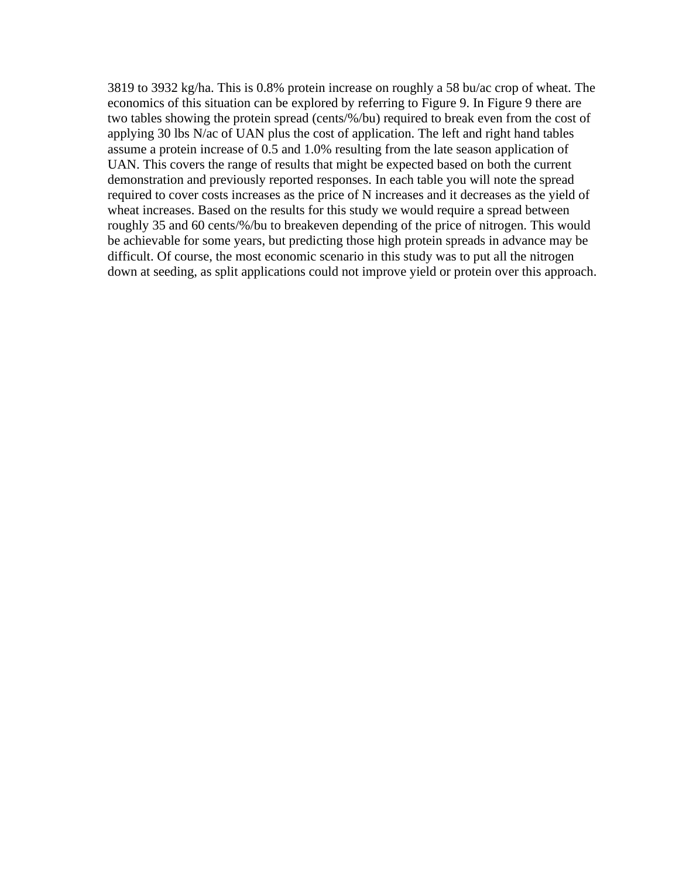3819 to 3932 kg/ha. This is 0.8% protein increase on roughly a 58 bu/ac crop of wheat. The economics of this situation can be explored by referring to Figure 9. In Figure 9 there are two tables showing the protein spread (cents/%/bu) required to break even from the cost of applying 30 lbs N/ac of UAN plus the cost of application. The left and right hand tables assume a protein increase of 0.5 and 1.0% resulting from the late season application of UAN. This covers the range of results that might be expected based on both the current demonstration and previously reported responses. In each table you will note the spread required to cover costs increases as the price of N increases and it decreases as the yield of wheat increases. Based on the results for this study we would require a spread between roughly 35 and 60 cents/%/bu to breakeven depending of the price of nitrogen. This would be achievable for some years, but predicting those high protein spreads in advance may be difficult. Of course, the most economic scenario in this study was to put all the nitrogen down at seeding, as split applications could not improve yield or protein over this approach.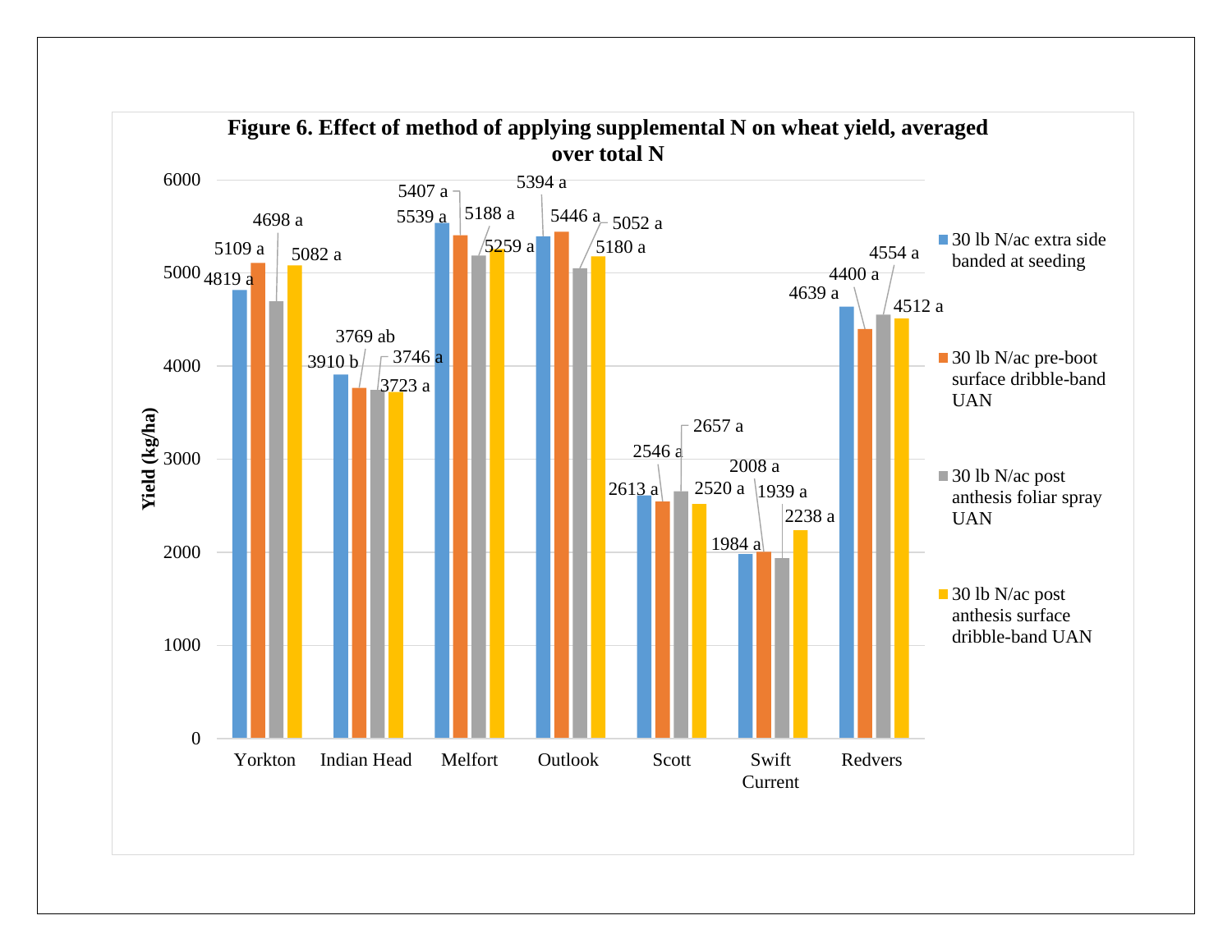**Figure 6. Effect of method of applying supplemental N on wheat yield, averaged over total N**

Yield (kg/ha)

| Location | 30 lb N/ac extra side banded at seeding | 30 lb N/ac pre-boot surface dribble-band UAN | 30 lb N/ac post anthesis foliar spray UAN | 30 lb N/ac post anthesis surface dribble-band UAN |
|---|---|---|---|---|
| Yorkton | 4819 a | 5109 a | 4698 a | 5082 a |
| Indian Head | 3910 b | 3769 ab | 3746 a | 3723 a |
| Melfort | 5539 a | 5407 a | 5188 a | 5259 a |
| Outlook | 5394 a | 5446 a | 5052 a | 5180 a |
| Scott | 2613 a | 2546 a | 2657 a | 2520 a |
| Swift Current | 1984 a | 2008 a | 1939 a | 2238 a |
| Redvers | 4639 a | 4400 a | 4554 a | 4512 a |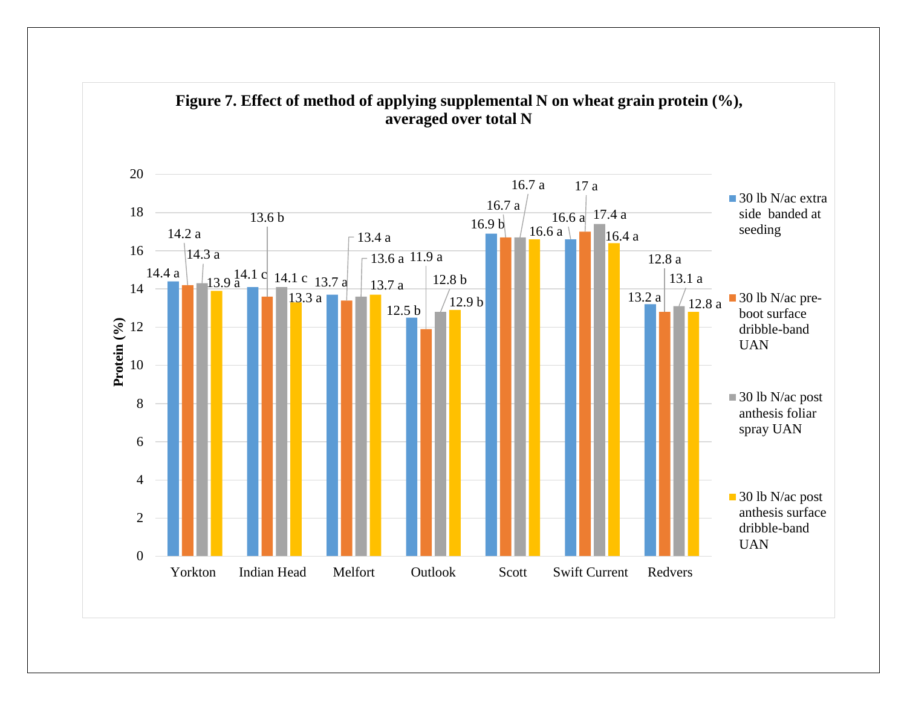**Figure 7. Effect of method of applying supplemental N on wheat grain protein (%), averaged over total N**

Protein (%)

| Location | 30 lb N/ac extra side banded at seeding | 30 lb N/ac pre-boot surface dribble-band UAN | 30 lb N/ac post anthesis foliar spray UAN | 30 lb N/ac post anthesis surface dribble-band UAN |
|---|---|---|---|---|
| Yorkton | 14.4 a | 14.2 a | 14.3 a | 13.9 a |
| Indian Head | 14.1 c | 13.6 b | 14.1 c | 13.3 a |
| Melfort | 13.7 a | 13.4 a | 13.6 a | 13.7 a |
| Outlook | 12.5 b | 11.9 a | 12.8 b | 12.9 b |
| Scott | 16.9 b | 16.7 a | 16.7 a | 16.6 a |
| Swift Current | 16.6 a | 17 a | 17.4 a | 16.4 a |
| Redvers | 13.2 a | 12.8 a | 13.1 a | 12.8 a |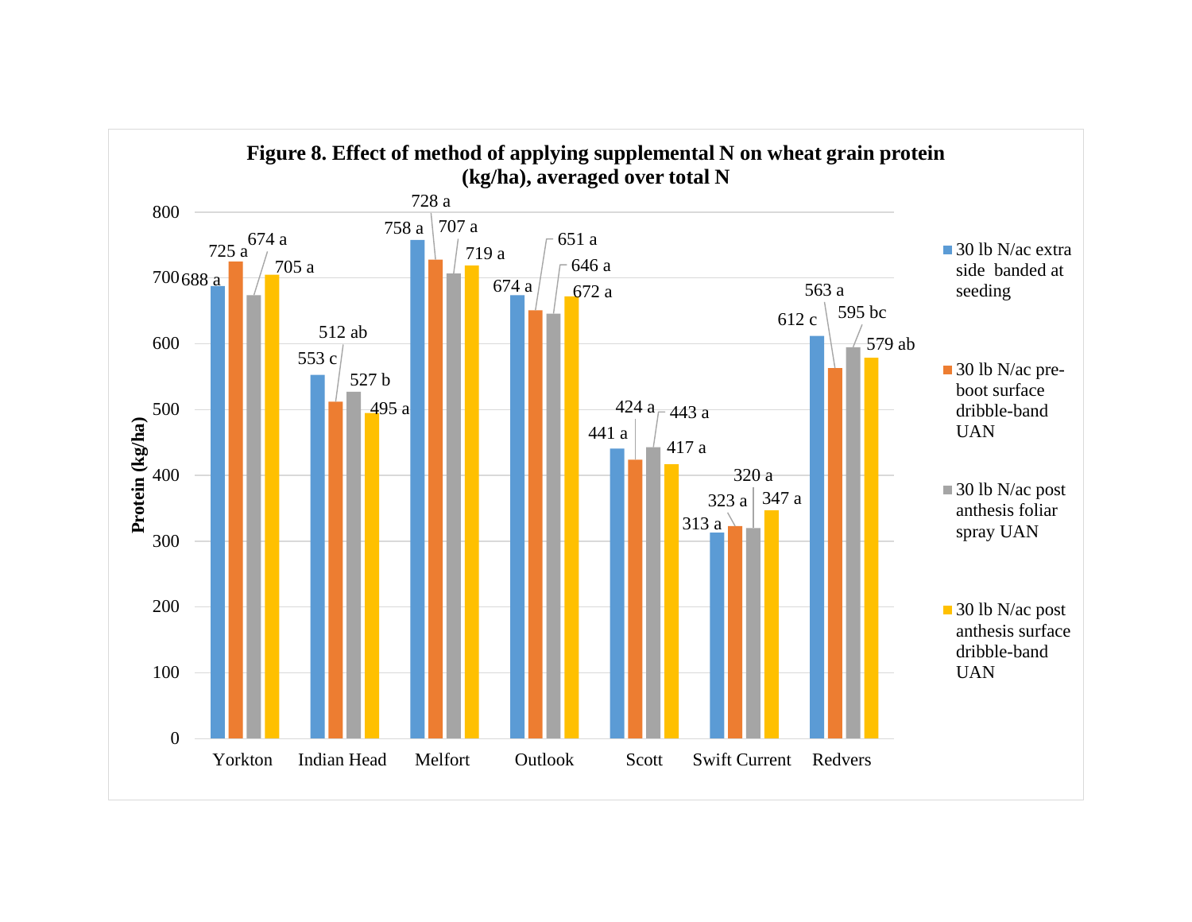**Figure 8. Effect of method of applying supplemental N on wheat grain protein (kg/ha), averaged over total N**

| Location | 30 lb N/ac extra side banded at seeding | 30 lb N/ac pre-boot surface dribble-band UAN | 30 lb N/ac post anthesis foliar spray UAN | 30 lb N/ac post anthesis surface dribble-band UAN |
|---|---|---|---|---|
| Yorkton | 688 a | 725 a | 674 a | 705 a |
| Indian Head | 553 c | 512 ab | 527 b | 495 a |
| Melfort | 758 a | 728 a | 707 a | 719 a |
| Outlook | 674 a | 651 a | 646 a | 672 a |
| Scott | 441 a | 424 a | 443 a | 417 a |
| Swift Current | 313 a | 323 a | 320 a | 347 a |
| Redvers | 612 c | 563 a | 595 bc | 579 ab |

Protein (kg/ha)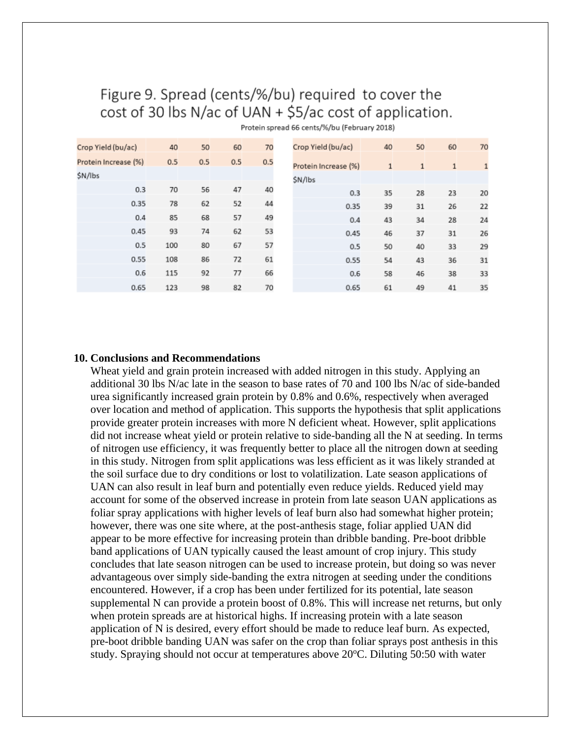Figure 9. Spread (cents/%/bu) required to cover the cost of 30 lbs N/ac of UAN + $5/ac cost of application.

Protein spread 66 cents/%/bu (February 2018)

| Crop Yield (bu/ac) | 40 | 50 | 60 | 70 |
|---|---|---|---|---|
| Protein Increase (%) | 0.5 | 0.5 | 0.5 | 0.5 |
| $N/lbs | | | | |
| 0.3 | 70 | 56 | 47 | 40 |
| 0.35 | 78 | 62 | 52 | 44 |
| 0.4 | 85 | 68 | 57 | 49 |
| 0.45 | 93 | 74 | 62 | 53 |
| 0.5 | 100 | 80 | 67 | 57 |
| 0.55 | 108 | 86 | 72 | 61 |
| 0.6 | 115 | 92 | 77 | 66 |
| 0.65 | 123 | 98 | 82 | 70 |

| Crop Yield (bu/ac) | 40 | 50 | 60 | 70 |
|---|---|---|---|---|
| Protein Increase (%) | 1 | 1 | 1 | 1 |
| $N/lbs | | | | |
| 0.3 | 35 | 28 | 23 | 20 |
| 0.35 | 39 | 31 | 26 | 22 |
| 0.4 | 43 | 34 | 28 | 24 |
| 0.45 | 46 | 37 | 31 | 26 |
| 0.5 | 50 | 40 | 33 | 29 |
| 0.55 | 54 | 43 | 36 | 31 |
| 0.6 | 58 | 46 | 38 | 33 |
| 0.65 | 61 | 49 | 41 | 35 |

**10. Conclusions and Recommendations**

Wheat yield and grain protein increased with added nitrogen in this study. Applying an additional 30 lbs N/ac late in the season to base rates of 70 and 100 lbs N/ac of side-banded urea significantly increased grain protein by 0.8% and 0.6%, respectively when averaged over location and method of application. This supports the hypothesis that split applications provide greater protein increases with more N deficient wheat. However, split applications did not increase wheat yield or protein relative to side-banding all the N at seeding. In terms of nitrogen use efficiency, it was frequently better to place all the nitrogen down at seeding in this study. Nitrogen from split applications was less efficient as it was likely stranded at the soil surface due to dry conditions or lost to volatilization. Late season applications of UAN can also result in leaf burn and potentially even reduce yields. Reduced yield may account for some of the observed increase in protein from late season UAN applications as foliar spray applications with higher levels of leaf burn also had somewhat higher protein; however, there was one site where, at the post-anthesis stage, foliar applied UAN did appear to be more effective for increasing protein than dribble banding. Pre-boot dribble band applications of UAN typically caused the least amount of crop injury. This study concludes that late season nitrogen can be used to increase protein, but doing so was never advantageous over simply side-banding the extra nitrogen at seeding under the conditions encountered. However, if a crop has been under fertilized for its potential, late season supplemental N can provide a protein boost of 0.8%. This will increase net returns, but only when protein spreads are at historical highs. If increasing protein with a late season application of N is desired, every effort should be made to reduce leaf burn. As expected, pre-boot dribble banding UAN was safer on the crop than foliar sprays post anthesis in this study. Spraying should not occur at temperatures above 20ºC. Diluting 50:50 with water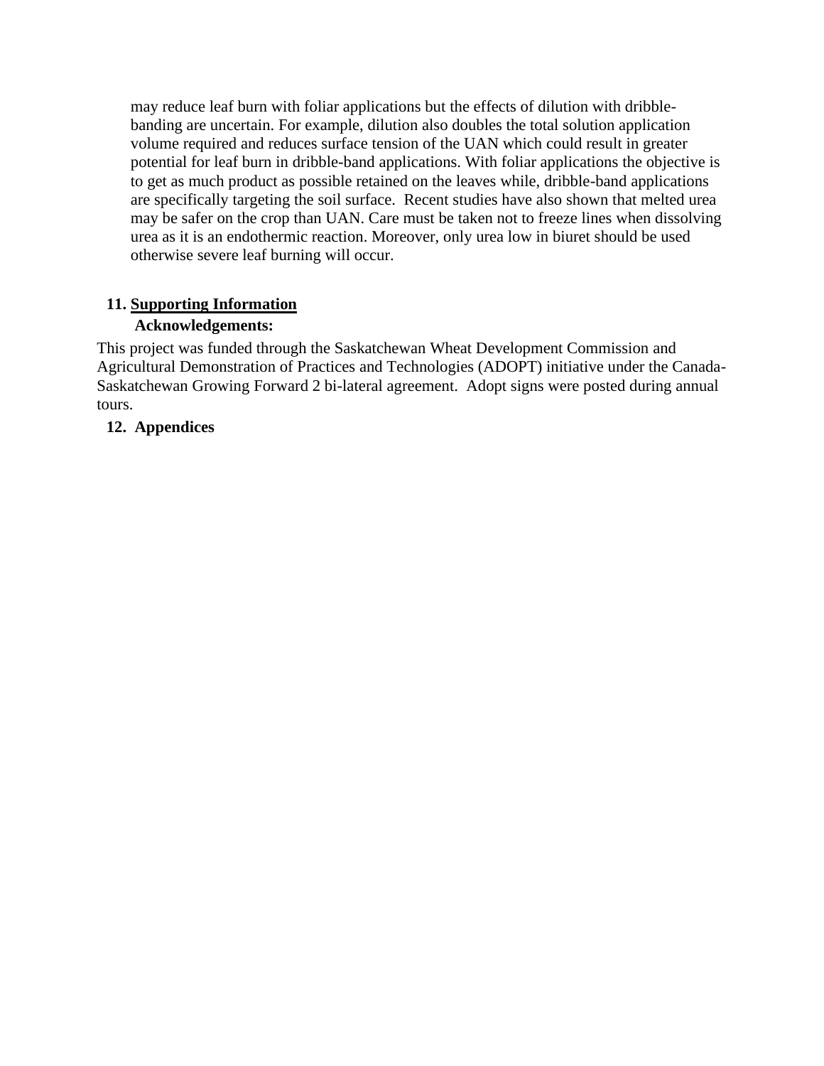may reduce leaf burn with foliar applications but the effects of dilution with dribble-banding are uncertain. For example, dilution also doubles the total solution application volume required and reduces surface tension of the UAN which could result in greater potential for leaf burn in dribble-band applications. With foliar applications the objective is to get as much product as possible retained on the leaves while, dribble-band applications are specifically targeting the soil surface. Recent studies have also shown that melted urea may be safer on the crop than UAN. Care must be taken not to freeze lines when dissolving urea as it is an endothermic reaction. Moreover, only urea low in biuret should be used otherwise severe leaf burning will occur.

## 11. Supporting Information

**Acknowledgements:**

This project was funded through the Saskatchewan Wheat Development Commission and Agricultural Demonstration of Practices and Technologies (ADOPT) initiative under the Canada-Saskatchewan Growing Forward 2 bi-lateral agreement. Adopt signs were posted during annual tours.

## 12. Appendices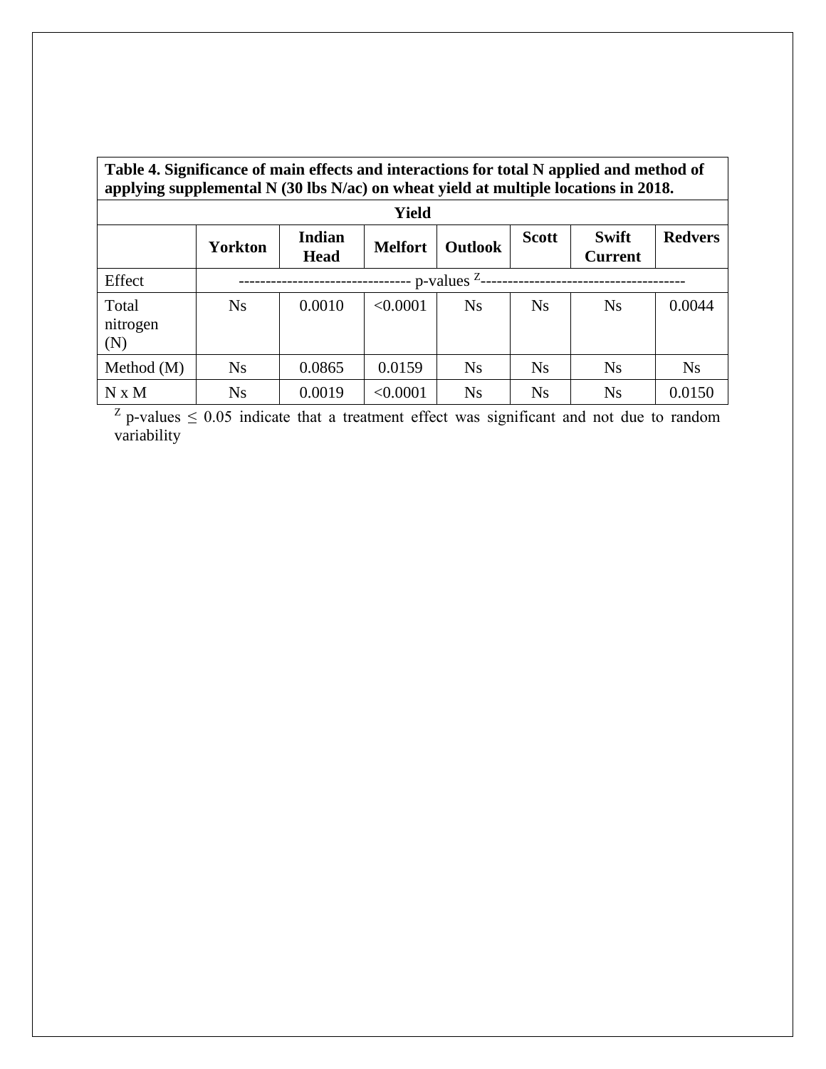**Table 4. Significance of main effects and interactions for total N applied and method of applying supplemental N (30 lbs N/ac) on wheat yield at multiple locations in 2018.**

| Yield | | | | | | | |
|---|---|---|---|---|---|---|---|
| | **Yorkton** | **Indian Head** | **Melfort** | **Outlook** | **Scott** | **Swift Current** | **Redvers** |
| Effect | ------------------------------- p-values [z] -------------------------------------- | | | | | | |
| Total nitrogen (N) | Ns | 0.0010 | <0.0001 | Ns | Ns | Ns | 0.0044 |
| Method (M) | Ns | 0.0865 | 0.0159 | Ns | Ns | Ns | Ns |
| N x M | Ns | 0.0019 | <0.0001 | Ns | Ns | Ns | 0.0150 |

[z] p-values $\leq$ 0.05 indicate that a treatment effect was significant and not due to random variability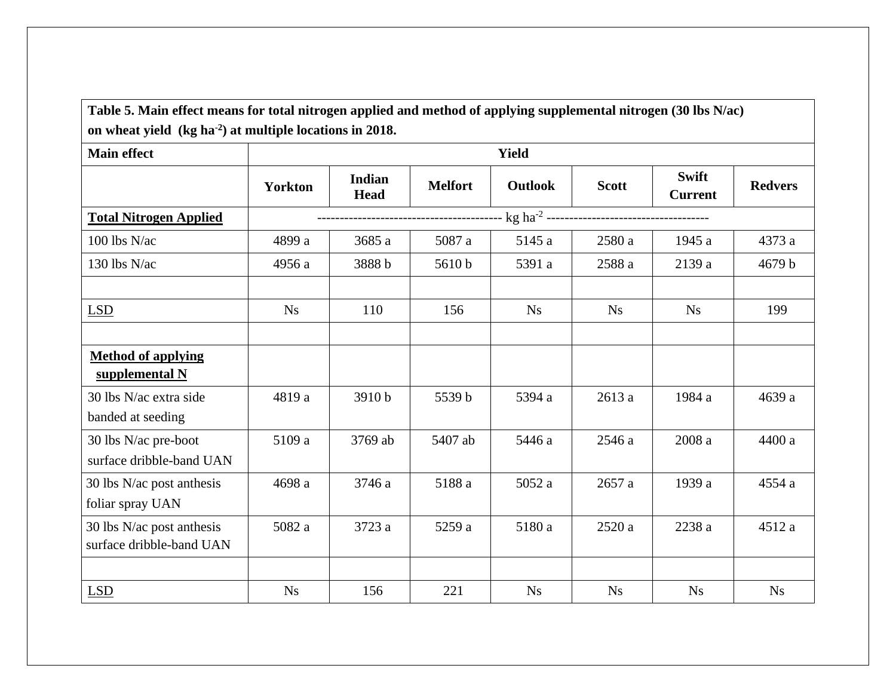**Table 5. Main effect means for total nitrogen applied and method of applying supplemental nitrogen (30 lbs N/ac) on wheat yield (kg ha$^{-2}$) at multiple locations in 2018.**

| Main effect | Yield | | | | | | |
|---|---|---|---|---|---|---|---|
| | **Yorkton** | **Indian Head** | **Melfort** | **Outlook** | **Scott** | **Swift Current** | **Redvers** |
| **Total Nitrogen Applied** | ---------------------------------------- kg ha$^{-2}$ ------------------------------------ | | | | | | |
| 100 lbs N/ac | 4899 a | 3685 a | 5087 a | 5145 a | 2580 a | 1945 a | 4373 a |
| 130 lbs N/ac | 4956 a | 3888 b | 5610 b | 5391 a | 2588 a | 2139 a | 4679 b |
| | | | | | | | |
| LSD | Ns | 110 | 156 | Ns | Ns | Ns | 199 |
| | | | | | | | |
| **Method of applying supplemental N** | | | | | | | |
| 30 lbs N/ac extra side banded at seeding | 4819 a | 3910 b | 5539 b | 5394 a | 2613 a | 1984 a | 4639 a |
| 30 lbs N/ac pre-boot surface dribble-band UAN | 5109 a | 3769 ab | 5407 ab | 5446 a | 2546 a | 2008 a | 4400 a |
| 30 lbs N/ac post anthesis foliar spray UAN | 4698 a | 3746 a | 5188 a | 5052 a | 2657 a | 1939 a | 4554 a |
| 30 lbs N/ac post anthesis surface dribble-band UAN | 5082 a | 3723 a | 5259 a | 5180 a | 2520 a | 2238 a | 4512 a |
| | | | | | | | |
| LSD | Ns | 156 | 221 | Ns | Ns | Ns | Ns |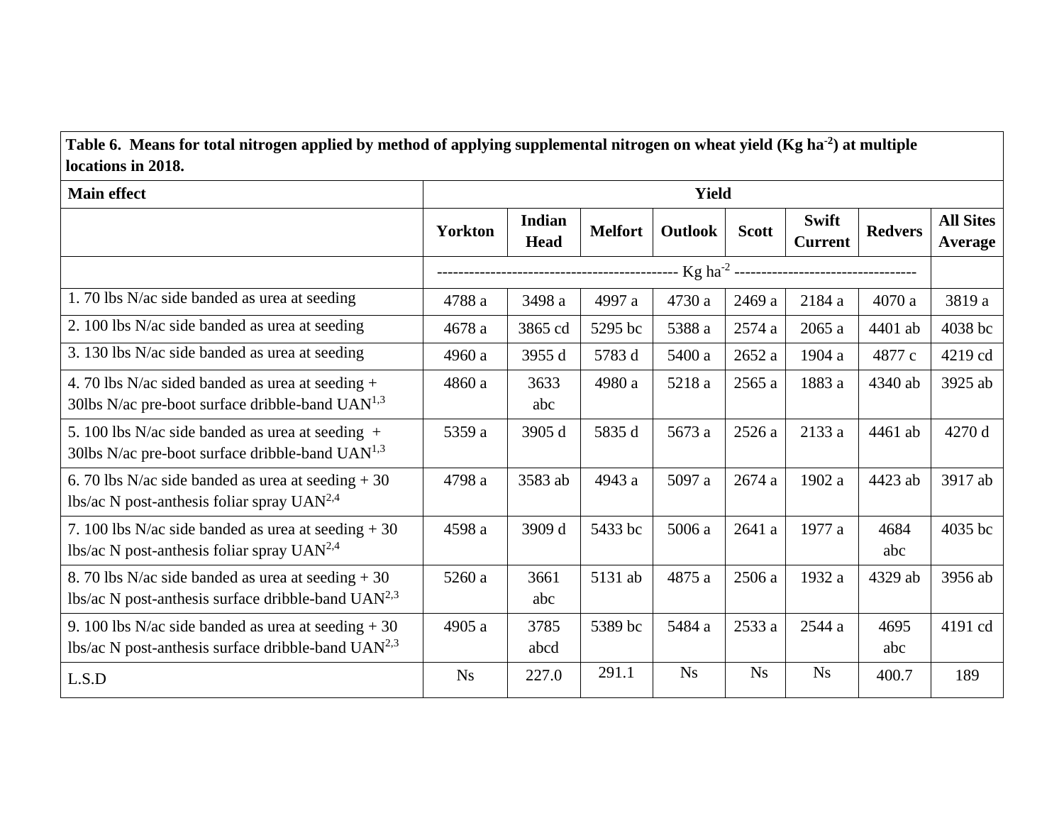**Table 6. Means for total nitrogen applied by method of applying supplemental nitrogen on wheat yield (Kg ha$^{-2}$) at multiple locations in 2018.**

| Main effect | Yield | | | | | | | |
|---|---|---|---|---|---|---|---|---|
| | Yorkton | Indian Head | Melfort | Outlook | Scott | Swift Current | Redvers | All Sites Average |
| | Kg ha$^{-2}$ | | | | | | | |
| 1. 70 lbs N/ac side banded as urea at seeding | 4788 a | 3498 a | 4997 a | 4730 a | 2469 a | 2184 a | 4070 a | 3819 a |
| 2. 100 lbs N/ac side banded as urea at seeding | 4678 a | 3865 cd | 5295 bc | 5388 a | 2574 a | 2065 a | 4401 ab | 4038 bc |
| 3. 130 lbs N/ac side banded as urea at seeding | 4960 a | 3955 d | 5783 d | 5400 a | 2652 a | 1904 a | 4877 c | 4219 cd |
| 4. 70 lbs N/ac sided banded as urea at seeding + 30lbs N/ac pre-boot surface dribble-band UAN[1,3] | 4860 a | 3633 abc | 4980 a | 5218 a | 2565 a | 1883 a | 4340 ab | 3925 ab |
| 5. 100 lbs N/ac side banded as urea at seeding + 30lbs N/ac pre-boot surface dribble-band UAN[1,3] | 5359 a | 3905 d | 5835 d | 5673 a | 2526 a | 2133 a | 4461 ab | 4270 d |
| 6. 70 lbs N/ac side banded as urea at seeding + 30 lbs/ac N post-anthesis foliar spray UAN[2,4] | 4798 a | 3583 ab | 4943 a | 5097 a | 2674 a | 1902 a | 4423 ab | 3917 ab |
| 7. 100 lbs N/ac side banded as urea at seeding + 30 lbs/ac N post-anthesis foliar spray UAN[2,4] | 4598 a | 3909 d | 5433 bc | 5006 a | 2641 a | 1977 a | 4684 abc | 4035 bc |
| 8. 70 lbs N/ac side banded as urea at seeding + 30 lbs/ac N post-anthesis surface dribble-band UAN[2,3] | 5260 a | 3661 abc | 5131 ab | 4875 a | 2506 a | 1932 a | 4329 ab | 3956 ab |
| 9. 100 lbs N/ac side banded as urea at seeding + 30 lbs/ac N post-anthesis surface dribble-band UAN[2,3] | 4905 a | 3785 abcd | 5389 bc | 5484 a | 2533 a | 2544 a | 4695 abc | 4191 cd |
| L.S.D | Ns | 227.0 | 291.1 | Ns | Ns | Ns | 400.7 | 189 |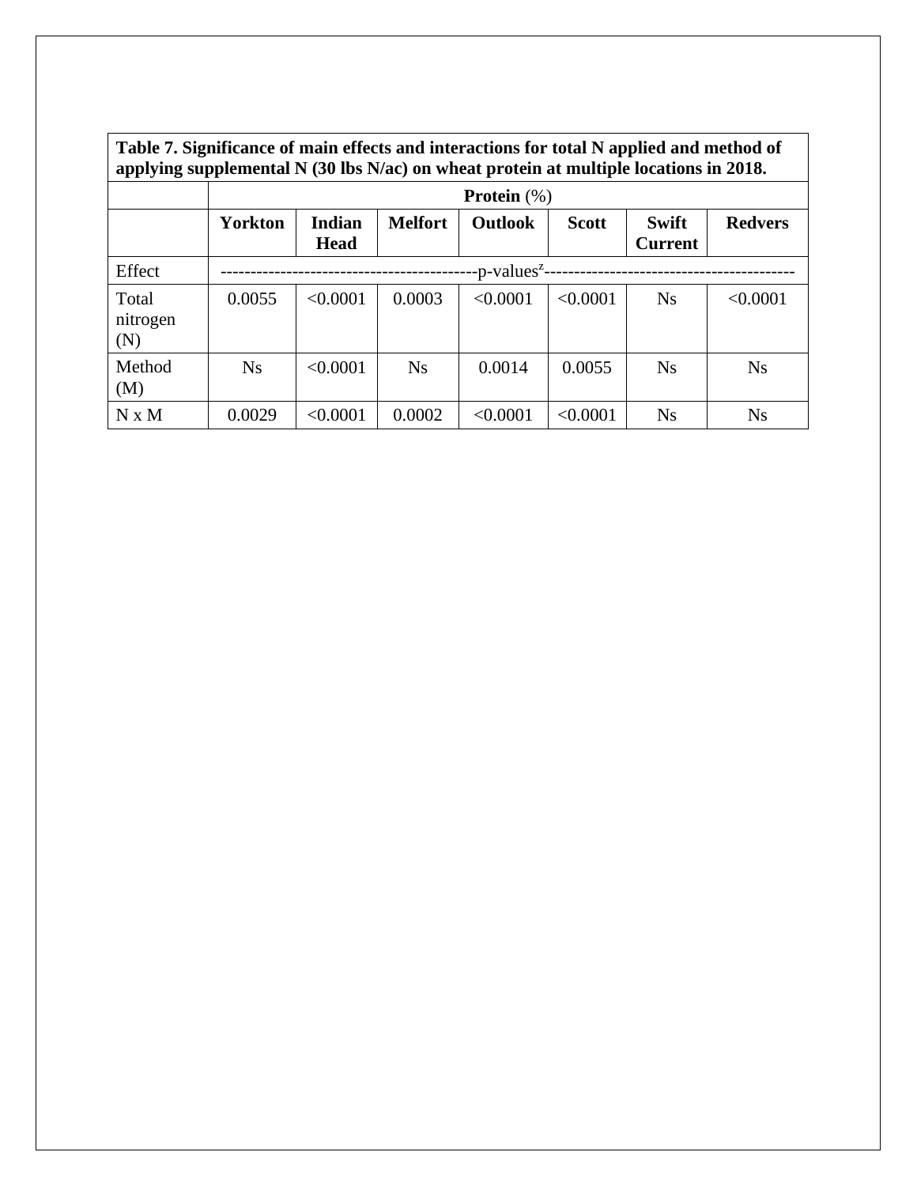**Table 7. Significance of main effects and interactions for total N applied and method of applying supplemental N (30 lbs N/ac) on wheat protein at multiple locations in 2018.**

| | **Protein** (%) | | | | | | |
|---|---|---|---|---|---|---|---|
| | **Yorkton** | **Indian Head** | **Melfort** | **Outlook** | **Scott** | **Swift Current** | **Redvers** |
| Effect | -----------------------------------------p-values[z]----------------------------------------- | | | | | | |
| Total nitrogen (N) | 0.0055 | <0.0001 | 0.0003 | <0.0001 | <0.0001 | Ns | <0.0001 |
| Method (M) | Ns | <0.0001 | Ns | 0.0014 | 0.0055 | Ns | Ns |
| N x M | 0.0029 | <0.0001 | 0.0002 | <0.0001 | <0.0001 | Ns | Ns |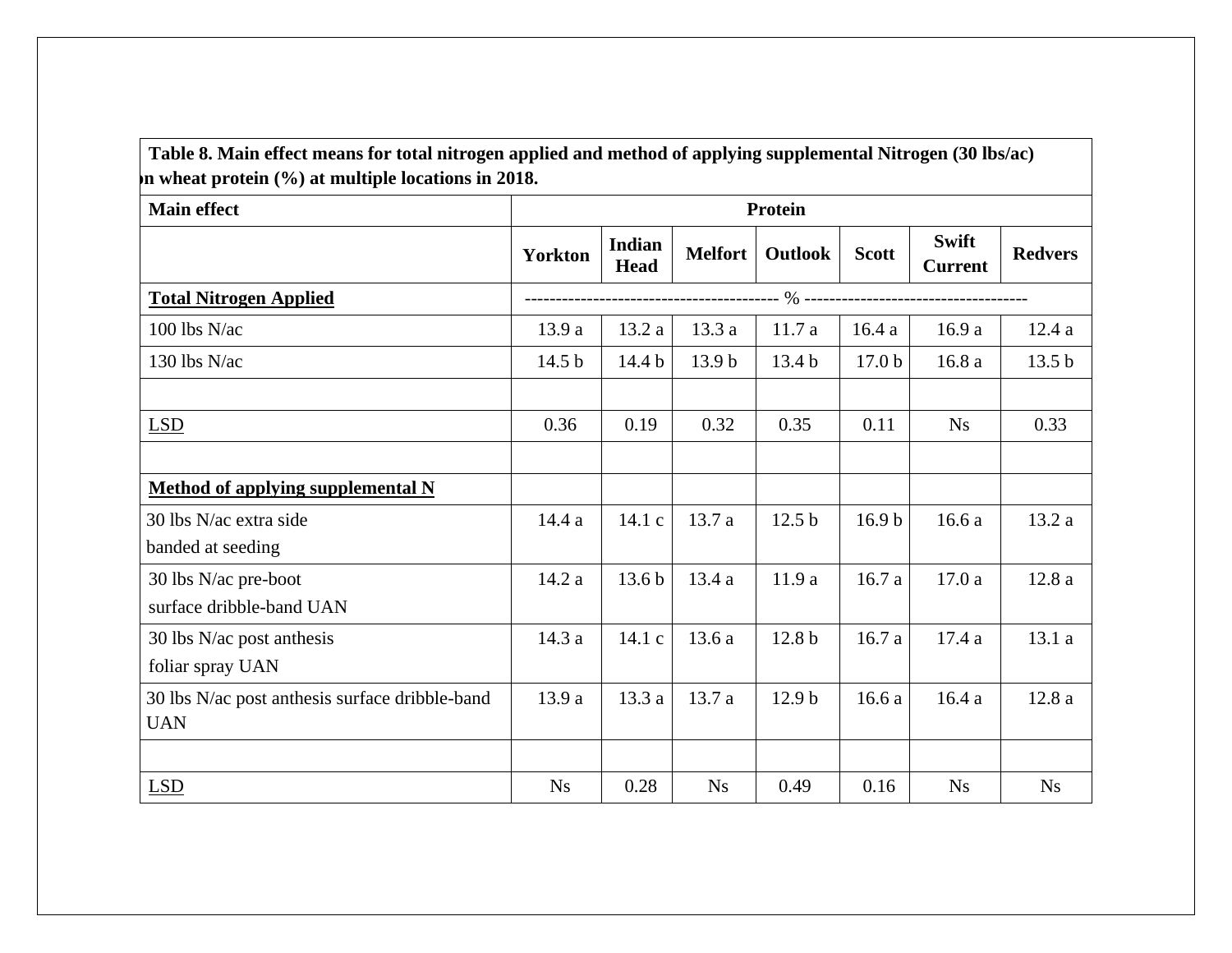**Table 8. Main effect means for total nitrogen applied and method of applying supplemental Nitrogen (30 lbs/ac) on wheat protein (%) at multiple locations in 2018.**

| Main effect | Protein | | | | | | |
|---|---|---|---|---|---|---|---|
| | Yorkton | Indian Head | Melfort | Outlook | Scott | Swift Current | Redvers |
| **Total Nitrogen Applied** | ----------------------------------------- % ------------------------------------- | | | | | | |
| 100 lbs N/ac | 13.9 a | 13.2 a | 13.3 a | 11.7 a | 16.4 a | 16.9 a | 12.4 a |
| 130 lbs N/ac | 14.5 b | 14.4 b | 13.9 b | 13.4 b | 17.0 b | 16.8 a | 13.5 b |
| | | | | | | | |
| LSD | 0.36 | 0.19 | 0.32 | 0.35 | 0.11 | Ns | 0.33 |
| | | | | | | | |
| **Method of applying supplemental N** | | | | | | | |
| 30 lbs N/ac extra side banded at seeding | 14.4 a | 14.1 c | 13.7 a | 12.5 b | 16.9 b | 16.6 a | 13.2 a |
| 30 lbs N/ac pre-boot surface dribble-band UAN | 14.2 a | 13.6 b | 13.4 a | 11.9 a | 16.7 a | 17.0 a | 12.8 a |
| 30 lbs N/ac post anthesis foliar spray UAN | 14.3 a | 14.1 c | 13.6 a | 12.8 b | 16.7 a | 17.4 a | 13.1 a |
| 30 lbs N/ac post anthesis surface dribble-band UAN | 13.9 a | 13.3 a | 13.7 a | 12.9 b | 16.6 a | 16.4 a | 12.8 a |
| | | | | | | | |
| LSD | Ns | 0.28 | Ns | 0.49 | 0.16 | Ns | Ns |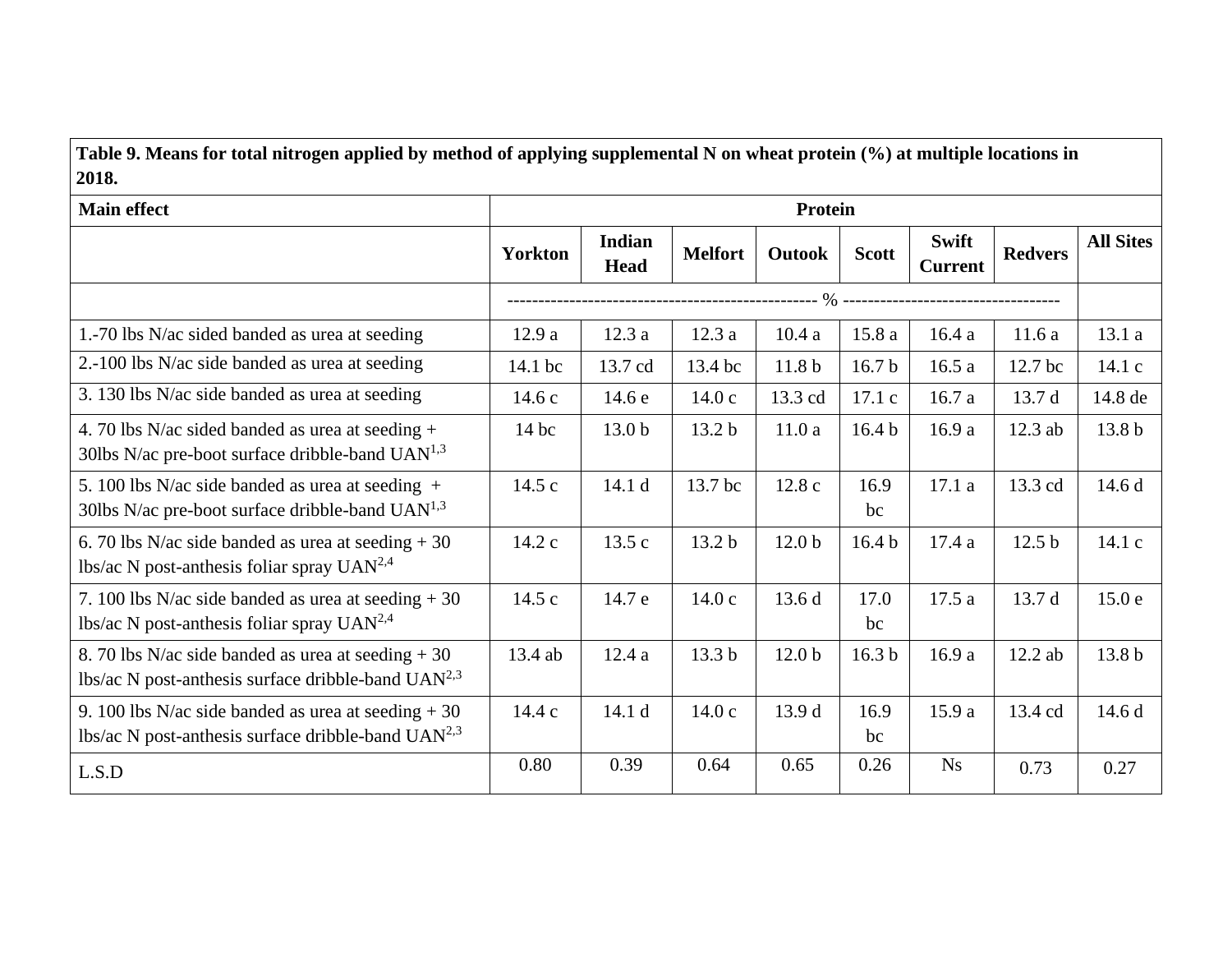**Table 9. Means for total nitrogen applied by method of applying supplemental N on wheat protein (%) at multiple locations in 2018.**

| Main effect | Protein | | | | | | | |
|---|---|---|---|---|---|---|---|---|
| | Yorkton | Indian Head | Melfort | Outook | Scott | Swift Current | Redvers | All Sites |
| | ---------- % ---------- | | | | | | | |
| 1.-70 lbs N/ac sided banded as urea at seeding | 12.9 a | 12.3 a | 12.3 a | 10.4 a | 15.8 a | 16.4 a | 11.6 a | 13.1 a |
| 2.-100 lbs N/ac side banded as urea at seeding | 14.1 bc | 13.7 cd | 13.4 bc | 11.8 b | 16.7 b | 16.5 a | 12.7 bc | 14.1 c |
| 3. 130 lbs N/ac side banded as urea at seeding | 14.6 c | 14.6 e | 14.0 c | 13.3 cd | 17.1 c | 16.7 a | 13.7 d | 14.8 de |
| 4. 70 lbs N/ac sided banded as urea at seeding + 30lbs N/ac pre-boot surface dribble-band UAN[1,3] | 14 bc | 13.0 b | 13.2 b | 11.0 a | 16.4 b | 16.9 a | 12.3 ab | 13.8 b |
| 5. 100 lbs N/ac side banded as urea at seeding + 30lbs N/ac pre-boot surface dribble-band UAN[1,3] | 14.5 c | 14.1 d | 13.7 bc | 12.8 c | 16.9 bc | 17.1 a | 13.3 cd | 14.6 d |
| 6. 70 lbs N/ac side banded as urea at seeding + 30 lbs/ac N post-anthesis foliar spray UAN[2,4] | 14.2 c | 13.5 c | 13.2 b | 12.0 b | 16.4 b | 17.4 a | 12.5 b | 14.1 c |
| 7. 100 lbs N/ac side banded as urea at seeding + 30 lbs/ac N post-anthesis foliar spray UAN[2,4] | 14.5 c | 14.7 e | 14.0 c | 13.6 d | 17.0 bc | 17.5 a | 13.7 d | 15.0 e |
| 8. 70 lbs N/ac side banded as urea at seeding + 30 lbs/ac N post-anthesis surface dribble-band UAN[2,3] | 13.4 ab | 12.4 a | 13.3 b | 12.0 b | 16.3 b | 16.9 a | 12.2 ab | 13.8 b |
| 9. 100 lbs N/ac side banded as urea at seeding + 30 lbs/ac N post-anthesis surface dribble-band UAN[2,3] | 14.4 c | 14.1 d | 14.0 c | 13.9 d | 16.9 bc | 15.9 a | 13.4 cd | 14.6 d |
| L.S.D | 0.80 | 0.39 | 0.64 | 0.65 | 0.26 | Ns | 0.73 | 0.27 |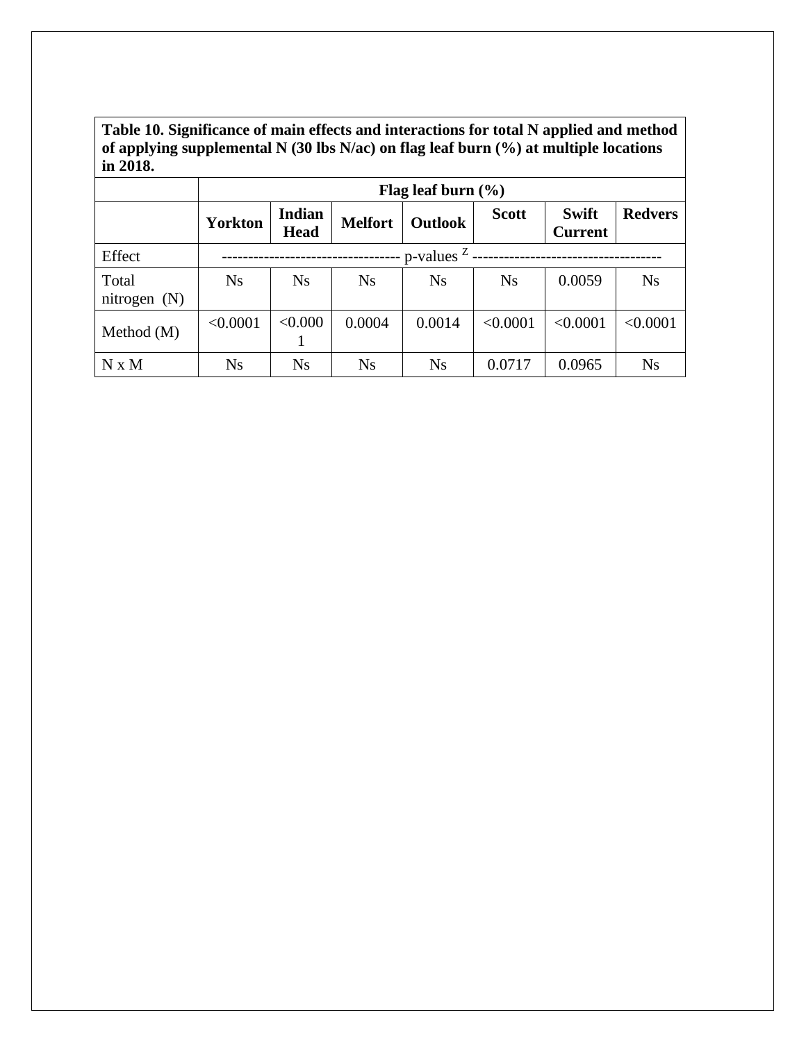**Table 10. Significance of main effects and interactions for total N applied and method of applying supplemental N (30 lbs N/ac) on flag leaf burn (%) at multiple locations in 2018.**

| | Flag leaf burn (%) | | | | | | |
|---|---|---|---|---|---|---|---|
| | **Yorkton** | **Indian Head** | **Melfort** | **Outlook** | **Scott** | **Swift Current** | **Redvers** |
| Effect | ---------------------------------- p-values [Z] ------------------------------------ | | | | | | |
| Total nitrogen (N) | Ns | Ns | Ns | Ns | Ns | 0.0059 | Ns |
| Method (M) | <0.0001 | <0.0001 | 0.0004 | 0.0014 | <0.0001 | <0.0001 | <0.0001 |
| N x M | Ns | Ns | Ns | Ns | 0.0717 | 0.0965 | Ns |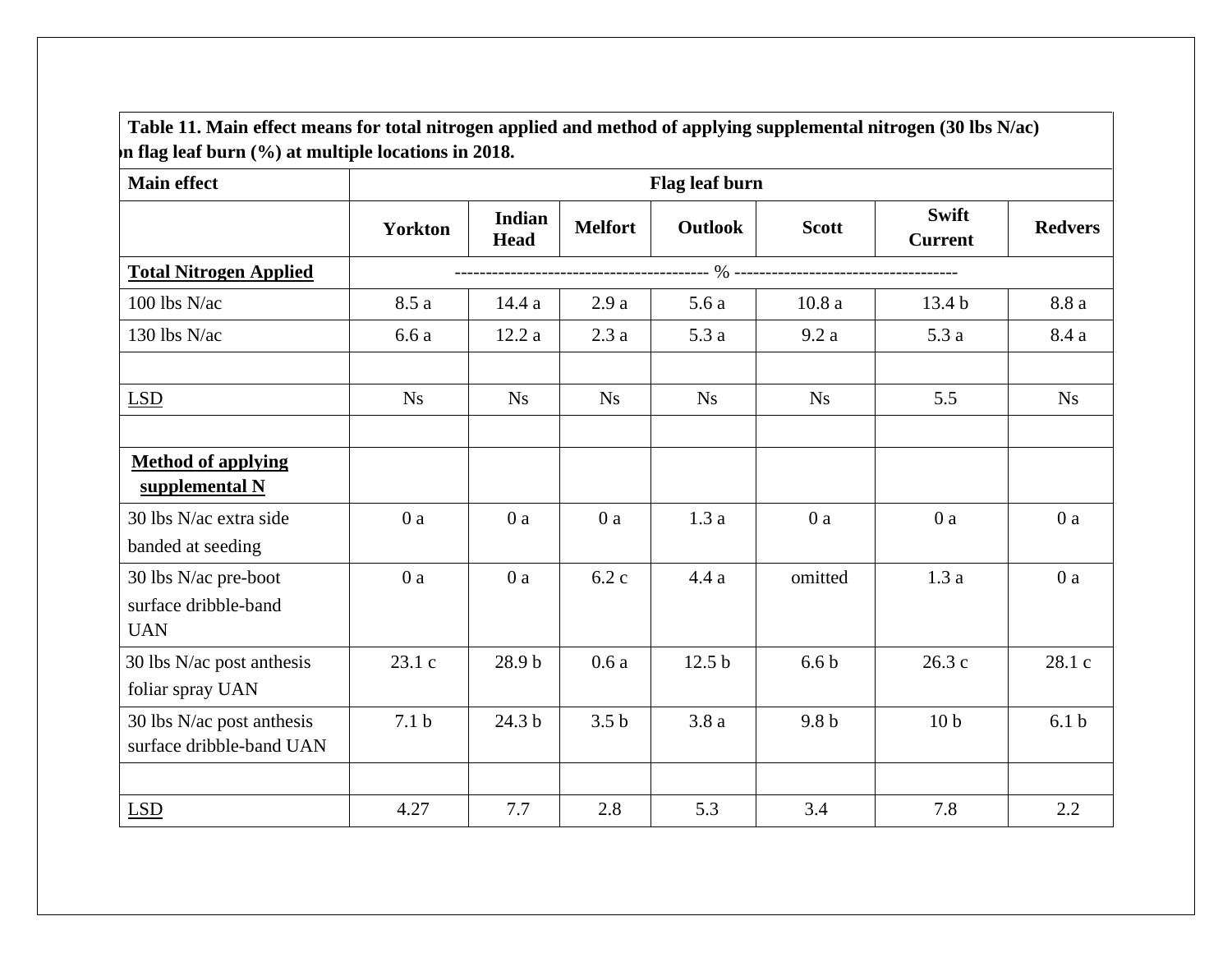Table 11. Main effect means for total nitrogen applied and method of applying supplemental nitrogen (30 lbs N/ac) on flag leaf burn (%) at multiple locations in 2018.

| Main effect | Flag leaf burn | | | | | | |
|---|---|---|---|---|---|---|---|
| | Yorkton | Indian Head | Melfort | Outlook | Scott | Swift Current | Redvers |
| **Total Nitrogen Applied** | ---------------------------------------- % ------------------------------------ | | | | | | |
| 100 lbs N/ac | 8.5 a | 14.4 a | 2.9 a | 5.6 a | 10.8 a | 13.4 b | 8.8 a |
| 130 lbs N/ac | 6.6 a | 12.2 a | 2.3 a | 5.3 a | 9.2 a | 5.3 a | 8.4 a |
| | | | | | | | |
| LSD | Ns | Ns | Ns | Ns | Ns | 5.5 | Ns |
| | | | | | | | |
| **Method of applying supplemental N** | | | | | | | |
| 30 lbs N/ac extra side banded at seeding | 0 a | 0 a | 0 a | 1.3 a | 0 a | 0 a | 0 a |
| 30 lbs N/ac pre-boot surface dribble-band UAN | 0 a | 0 a | 6.2 c | 4.4 a | omitted | 1.3 a | 0 a |
| 30 lbs N/ac post anthesis foliar spray UAN | 23.1 c | 28.9 b | 0.6 a | 12.5 b | 6.6 b | 26.3 c | 28.1 c |
| 30 lbs N/ac post anthesis surface dribble-band UAN | 7.1 b | 24.3 b | 3.5 b | 3.8 a | 9.8 b | 10 b | 6.1 b |
| | | | | | | | |
| LSD | 4.27 | 7.7 | 2.8 | 5.3 | 3.4 | 7.8 | 2.2 |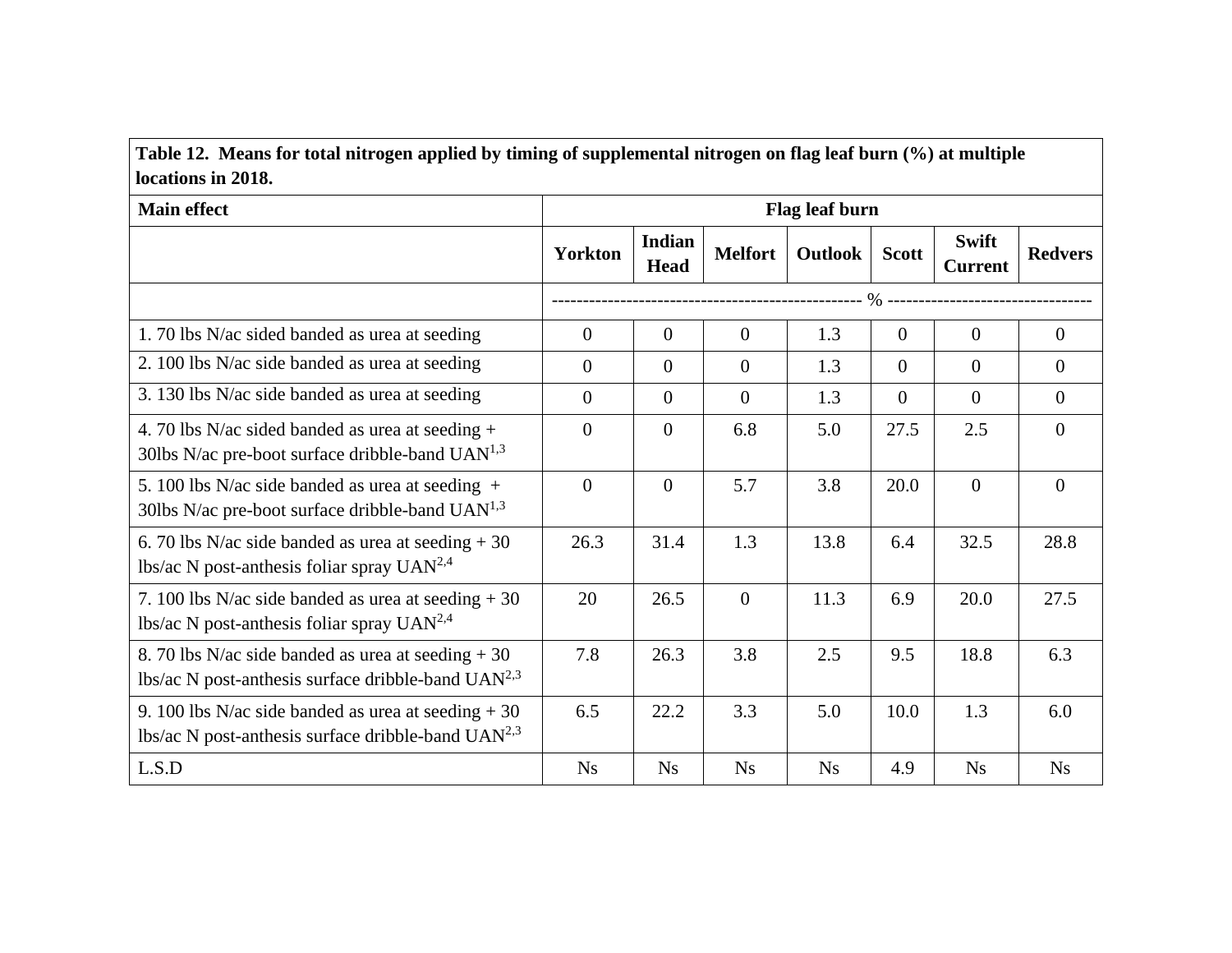**Table 12. Means for total nitrogen applied by timing of supplemental nitrogen on flag leaf burn (%) at multiple locations in 2018.**

| Main effect | Flag leaf burn | | | | | | |
|---|---|---|---|---|---|---|---|
| | Yorkton | Indian Head | Melfort | Outlook | Scott | Swift Current | Redvers |
| | % | | | | | | |
| 1. 70 lbs N/ac sided banded as urea at seeding | 0 | 0 | 0 | 1.3 | 0 | 0 | 0 |
| 2. 100 lbs N/ac side banded as urea at seeding | 0 | 0 | 0 | 1.3 | 0 | 0 | 0 |
| 3. 130 lbs N/ac side banded as urea at seeding | 0 | 0 | 0 | 1.3 | 0 | 0 | 0 |
| 4. 70 lbs N/ac sided banded as urea at seeding + 30lbs N/ac pre-boot surface dribble-band UAN[1,3] | 0 | 0 | 6.8 | 5.0 | 27.5 | 2.5 | 0 |
| 5. 100 lbs N/ac side banded as urea at seeding + 30lbs N/ac pre-boot surface dribble-band UAN[1,3] | 0 | 0 | 5.7 | 3.8 | 20.0 | 0 | 0 |
| 6. 70 lbs N/ac side banded as urea at seeding + 30 lbs/ac N post-anthesis foliar spray UAN[2,4] | 26.3 | 31.4 | 1.3 | 13.8 | 6.4 | 32.5 | 28.8 |
| 7. 100 lbs N/ac side banded as urea at seeding + 30 lbs/ac N post-anthesis foliar spray UAN[2,4] | 20 | 26.5 | 0 | 11.3 | 6.9 | 20.0 | 27.5 |
| 8. 70 lbs N/ac side banded as urea at seeding + 30 lbs/ac N post-anthesis surface dribble-band UAN[2,3] | 7.8 | 26.3 | 3.8 | 2.5 | 9.5 | 18.8 | 6.3 |
| 9. 100 lbs N/ac side banded as urea at seeding + 30 lbs/ac N post-anthesis surface dribble-band UAN[2,3] | 6.5 | 22.2 | 3.3 | 5.0 | 10.0 | 1.3 | 6.0 |
| L.S.D | Ns | Ns | Ns | Ns | 4.9 | Ns | Ns |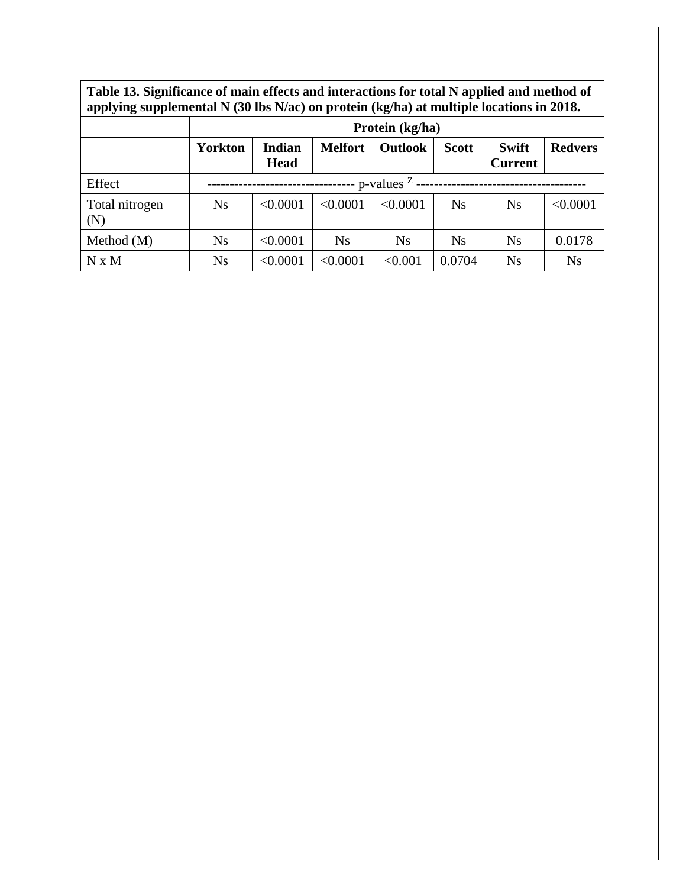**Table 13. Significance of main effects and interactions for total N applied and method of applying supplemental N (30 lbs N/ac) on protein (kg/ha) at multiple locations in 2018.**

| | Protein (kg/ha) | | | | | | |
|---|---|---|---|---|---|---|---|
| | **Yorkton** | **Indian Head** | **Melfort** | **Outlook** | **Scott** | **Swift Current** | **Redvers** |
| Effect | -------------------------------- p-values [z] ------------------------------------- | | | | | | |
| Total nitrogen (N) | Ns | <0.0001 | <0.0001 | <0.0001 | Ns | Ns | <0.0001 |
| Method (M) | Ns | <0.0001 | Ns | Ns | Ns | Ns | 0.0178 |
| N x M | Ns | <0.0001 | <0.0001 | <0.001 | 0.0704 | Ns | Ns |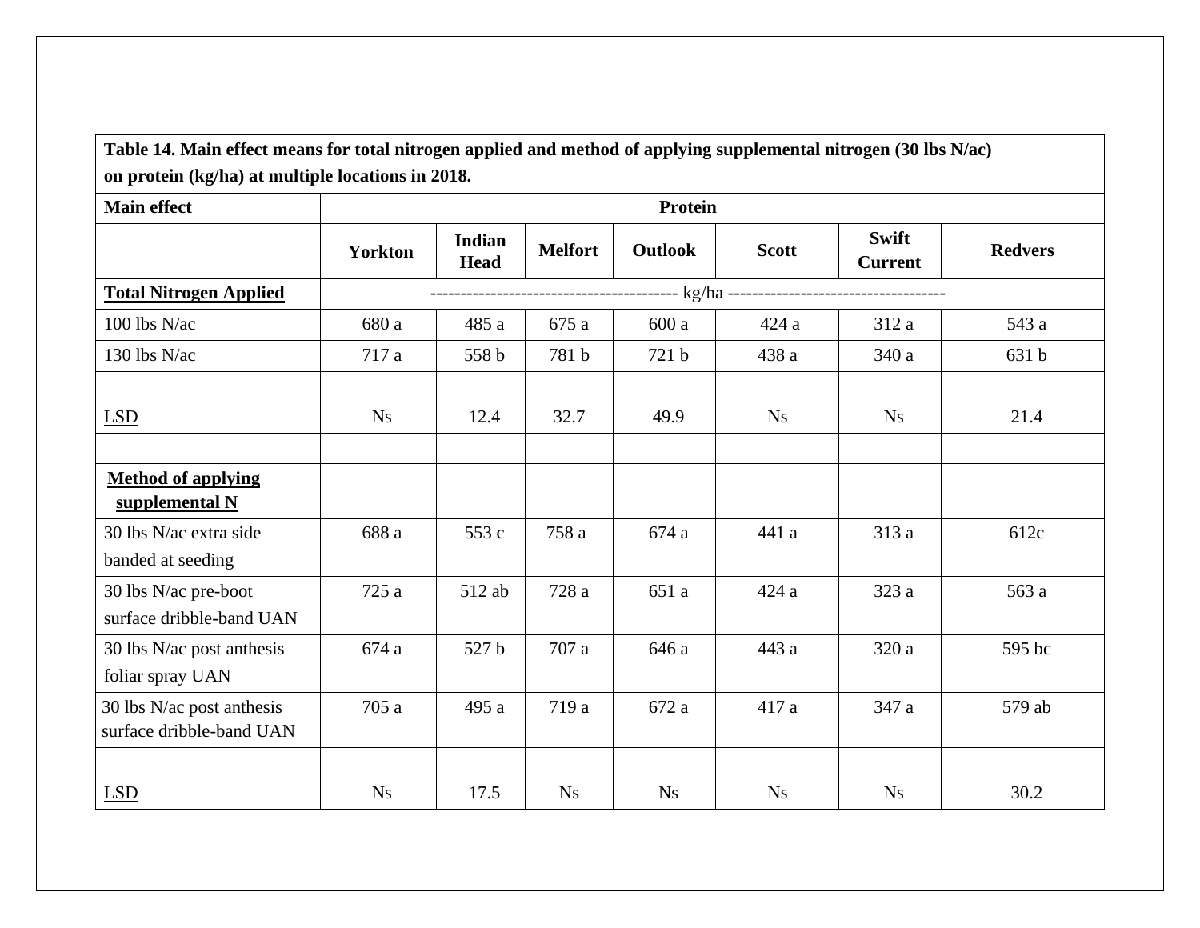**Table 14. Main effect means for total nitrogen applied and method of applying supplemental nitrogen (30 lbs N/ac) on protein (kg/ha) at multiple locations in 2018.**

| Main effect | Protein | | | | | | |
|---|---|---|---|---|---|---|---|
| | Yorkton | Indian Head | Melfort | Outlook | Scott | Swift Current | Redvers |
| **Total Nitrogen Applied** | ---------------------------------------- kg/ha ------------------------------------ | | | | | | |
| 100 lbs N/ac | 680 a | 485 a | 675 a | 600 a | 424 a | 312 a | 543 a |
| 130 lbs N/ac | 717 a | 558 b | 781 b | 721 b | 438 a | 340 a | 631 b |
| | | | | | | | |
| LSD | Ns | 12.4 | 32.7 | 49.9 | Ns | Ns | 21.4 |
| | | | | | | | |
| **Method of applying supplemental N** | | | | | | | |
| 30 lbs N/ac extra side banded at seeding | 688 a | 553 c | 758 a | 674 a | 441 a | 313 a | 612c |
| 30 lbs N/ac pre-boot surface dribble-band UAN | 725 a | 512 ab | 728 a | 651 a | 424 a | 323 a | 563 a |
| 30 lbs N/ac post anthesis foliar spray UAN | 674 a | 527 b | 707 a | 646 a | 443 a | 320 a | 595 bc |
| 30 lbs N/ac post anthesis surface dribble-band UAN | 705 a | 495 a | 719 a | 672 a | 417 a | 347 a | 579 ab |
| | | | | | | | |
| LSD | Ns | 17.5 | Ns | Ns | Ns | Ns | 30.2 |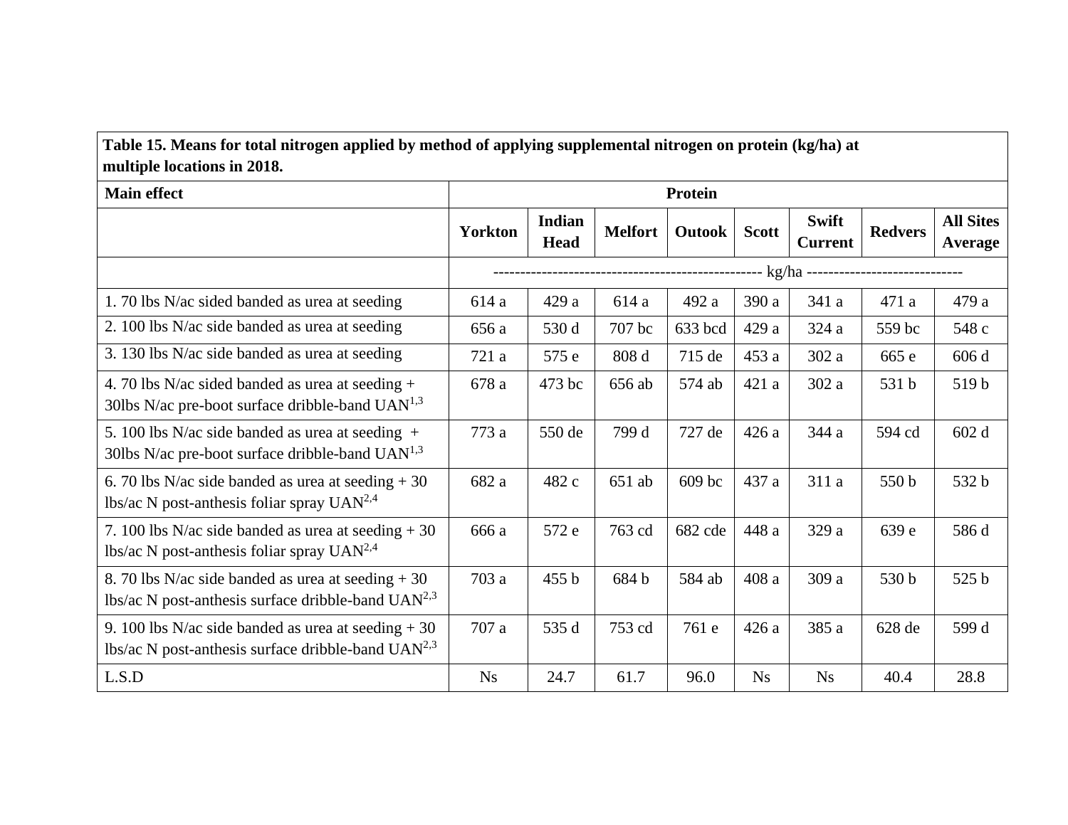**Table 15. Means for total nitrogen applied by method of applying supplemental nitrogen on protein (kg/ha) at multiple locations in 2018.**

| Main effect | Protein | | | | | | | |
|---|---|---|---|---|---|---|---|---|
| | Yorkton | Indian Head | Melfort | Outook | Scott | Swift Current | Redvers | All Sites Average |
| | kg/ha | | | | | | | |
| 1. 70 lbs N/ac sided banded as urea at seeding | 614 a | 429 a | 614 a | 492 a | 390 a | 341 a | 471 a | 479 a |
| 2. 100 lbs N/ac side banded as urea at seeding | 656 a | 530 d | 707 bc | 633 bcd | 429 a | 324 a | 559 bc | 548 c |
| 3. 130 lbs N/ac side banded as urea at seeding | 721 a | 575 e | 808 d | 715 de | 453 a | 302 a | 665 e | 606 d |
| 4. 70 lbs N/ac sided banded as urea at seeding + 30lbs N/ac pre-boot surface dribble-band UAN[1,3] | 678 a | 473 bc | 656 ab | 574 ab | 421 a | 302 a | 531 b | 519 b |
| 5. 100 lbs N/ac side banded as urea at seeding + 30lbs N/ac pre-boot surface dribble-band UAN[1,3] | 773 a | 550 de | 799 d | 727 de | 426 a | 344 a | 594 cd | 602 d |
| 6. 70 lbs N/ac side banded as urea at seeding + 30 lbs/ac N post-anthesis foliar spray UAN[2,4] | 682 a | 482 c | 651 ab | 609 bc | 437 a | 311 a | 550 b | 532 b |
| 7. 100 lbs N/ac side banded as urea at seeding + 30 lbs/ac N post-anthesis foliar spray UAN[2,4] | 666 a | 572 e | 763 cd | 682 cde | 448 a | 329 a | 639 e | 586 d |
| 8. 70 lbs N/ac side banded as urea at seeding + 30 lbs/ac N post-anthesis surface dribble-band UAN[2,3] | 703 a | 455 b | 684 b | 584 ab | 408 a | 309 a | 530 b | 525 b |
| 9. 100 lbs N/ac side banded as urea at seeding + 30 lbs/ac N post-anthesis surface dribble-band UAN[2,3] | 707 a | 535 d | 753 cd | 761 e | 426 a | 385 a | 628 de | 599 d |
| L.S.D | Ns | 24.7 | 61.7 | 96.0 | Ns | Ns | 40.4 | 28.8 |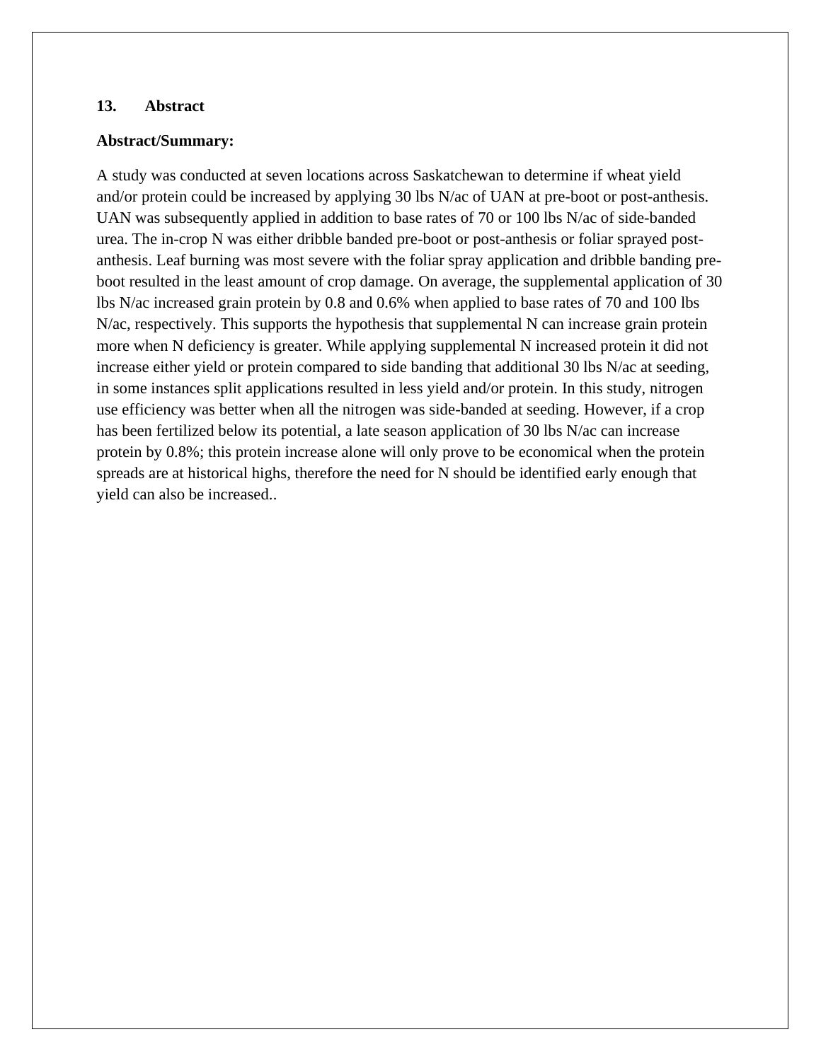## 13. Abstract

**Abstract/Summary:**

A study was conducted at seven locations across Saskatchewan to determine if wheat yield and/or protein could be increased by applying 30 lbs N/ac of UAN at pre-boot or post-anthesis. UAN was subsequently applied in addition to base rates of 70 or 100 lbs N/ac of side-banded urea. The in-crop N was either dribble banded pre-boot or post-anthesis or foliar sprayed post-anthesis. Leaf burning was most severe with the foliar spray application and dribble banding pre-boot resulted in the least amount of crop damage. On average, the supplemental application of 30 lbs N/ac increased grain protein by 0.8 and 0.6% when applied to base rates of 70 and 100 lbs N/ac, respectively. This supports the hypothesis that supplemental N can increase grain protein more when N deficiency is greater. While applying supplemental N increased protein it did not increase either yield or protein compared to side banding that additional 30 lbs N/ac at seeding, in some instances split applications resulted in less yield and/or protein. In this study, nitrogen use efficiency was better when all the nitrogen was side-banded at seeding. However, if a crop has been fertilized below its potential, a late season application of 30 lbs N/ac can increase protein by 0.8%; this protein increase alone will only prove to be economical when the protein spreads are at historical highs, therefore the need for N should be identified early enough that yield can also be increased..